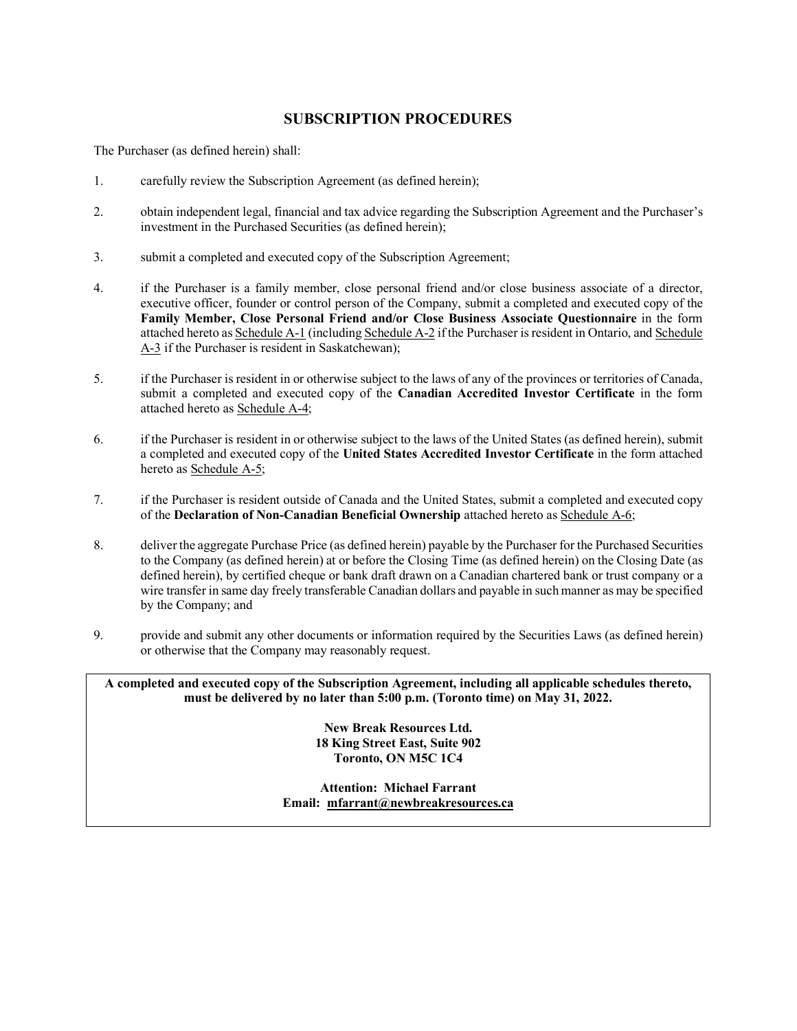# SUBSCRIPTION PROCEDURES

The Purchaser (as defined herein) shall:

1. carefully review the Subscription Agreement (as defined herein);

2. obtain independent legal, financial and tax advice regarding the Subscription Agreement and the Purchaser's investment in the Purchased Securities (as defined herein);

3. submit a completed and executed copy of the Subscription Agreement;

4. if the Purchaser is a family member, close personal friend and/or close business associate of a director, executive officer, founder or control person of the Company, submit a completed and executed copy of the **Family Member, Close Personal Friend and/or Close Business Associate Questionnaire** in the form attached hereto as Schedule A-1 (including Schedule A-2 if the Purchaser is resident in Ontario, and Schedule A-3 if the Purchaser is resident in Saskatchewan);

5. if the Purchaser is resident in or otherwise subject to the laws of any of the provinces or territories of Canada, submit a completed and executed copy of the **Canadian Accredited Investor Certificate** in the form attached hereto as Schedule A-4;

6. if the Purchaser is resident in or otherwise subject to the laws of the United States (as defined herein), submit a completed and executed copy of the **United States Accredited Investor Certificate** in the form attached hereto as Schedule A-5;

7. if the Purchaser is resident outside of Canada and the United States, submit a completed and executed copy of the **Declaration of Non-Canadian Beneficial Ownership** attached hereto as Schedule A-6;

8. deliver the aggregate Purchase Price (as defined herein) payable by the Purchaser for the Purchased Securities to the Company (as defined herein) at or before the Closing Time (as defined herein) on the Closing Date (as defined herein), by certified cheque or bank draft drawn on a Canadian chartered bank or trust company or a wire transfer in same day freely transferable Canadian dollars and payable in such manner as may be specified by the Company; and

9. provide and submit any other documents or information required by the Securities Laws (as defined herein) or otherwise that the Company may reasonably request.

**A completed and executed copy of the Subscription Agreement, including all applicable schedules thereto, must be delivered by no later than 5:00 p.m. (Toronto time) on May 31, 2022.**

**New Break Resources Ltd.**
**18 King Street East, Suite 902**
**Toronto, ON M5C 1C4**

**Attention: Michael Farrant**
**Email: mfarrant@newbreakresources.ca**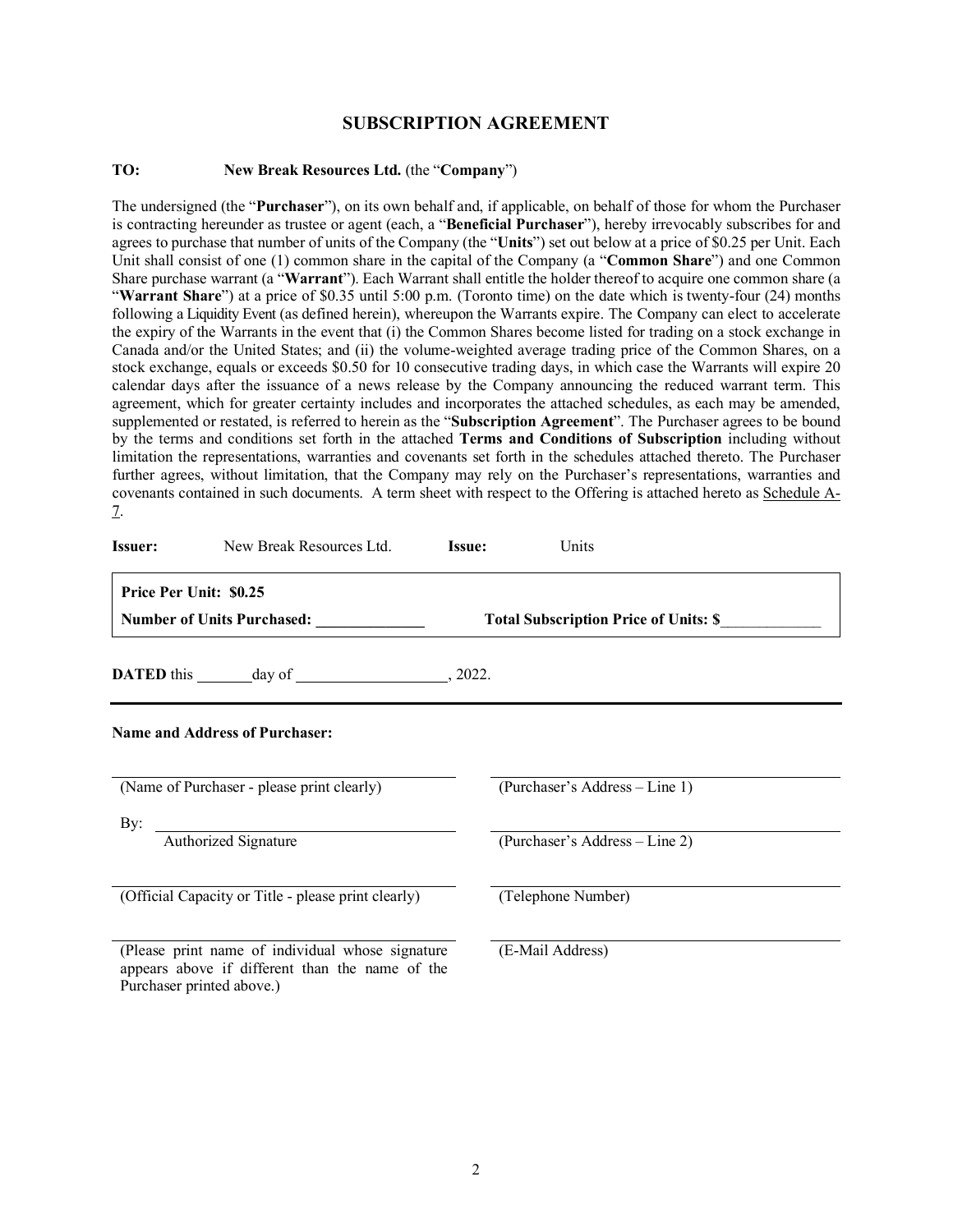## SUBSCRIPTION AGREEMENT

**TO:** **New Break Resources Ltd.** (the "**Company**")

The undersigned (the "**Purchaser**"), on its own behalf and, if applicable, on behalf of those for whom the Purchaser is contracting hereunder as trustee or agent (each, a "**Beneficial Purchaser**"), hereby irrevocably subscribes for and agrees to purchase that number of units of the Company (the "**Units**") set out below at a price of $0.25 per Unit. Each Unit shall consist of one (1) common share in the capital of the Company (a "**Common Share**") and one Common Share purchase warrant (a "**Warrant**"). Each Warrant shall entitle the holder thereof to acquire one common share (a "**Warrant Share**") at a price of $0.35 until 5:00 p.m. (Toronto time) on the date which is twenty-four (24) months following a Liquidity Event (as defined herein), whereupon the Warrants expire. The Company can elect to accelerate the expiry of the Warrants in the event that (i) the Common Shares become listed for trading on a stock exchange in Canada and/or the United States; and (ii) the volume-weighted average trading price of the Common Shares, on a stock exchange, equals or exceeds $0.50 for 10 consecutive trading days, in which case the Warrants will expire 20 calendar days after the issuance of a news release by the Company announcing the reduced warrant term. This agreement, which for greater certainty includes and incorporates the attached schedules, as each may be amended, supplemented or restated, is referred to herein as the "**Subscription Agreement**". The Purchaser agrees to be bound by the terms and conditions set forth in the attached **Terms and Conditions of Subscription** including without limitation the representations, warranties and covenants set forth in the schedules attached thereto. The Purchaser further agrees, without limitation, that the Company may rely on the Purchaser's representations, warranties and covenants contained in such documents. A term sheet with respect to the Offering is attached hereto as Schedule A-7.

**Issuer:** New Break Resources Ltd. **Issue:** Units

**Price Per Unit: $0.25**

**Number of Units Purchased:** \_\_\_\_\_\_\_\_\_\_\_\_\_\_ **Total Subscription Price of Units: $**\_\_\_\_\_\_\_\_\_\_\_\_\_

**DATED** this \_\_\_\_\_\_\_ day of \_\_\_\_\_\_\_\_\_\_\_\_\_\_\_\_\_\_\_, 2022.

**Name and Address of Purchaser:**

| | |
|---|---|
| (Name of Purchaser - please print clearly) | (Purchaser's Address – Line 1) |
| By: \_\_\_\_\_\_\_\_\_\_\_\_\_\_\_\_ Authorized Signature | (Purchaser's Address – Line 2) |
| (Official Capacity or Title - please print clearly) | (Telephone Number) |
| (Please print name of individual whose signature appears above if different than the name of the Purchaser printed above.) | (E-Mail Address) |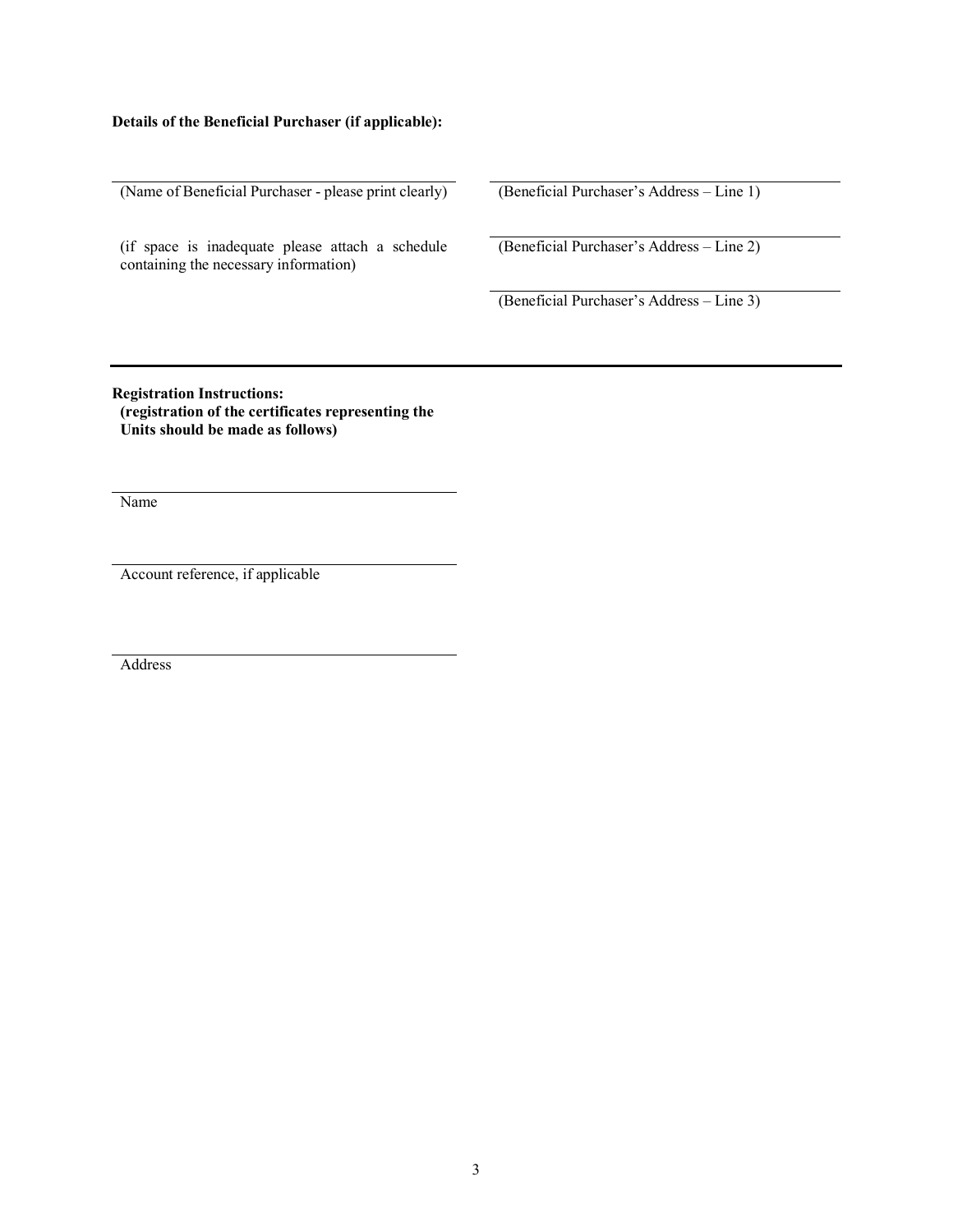**Details of the Beneficial Purchaser (if applicable):**

\_\_\_\_\_\_\_\_\_\_\_\_\_\_\_\_\_\_\_\_\_\_\_\_\_\_\_\_\_\_\_\_\_\_\_\_\_\_\_\_\_\_
(Name of Beneficial Purchaser - please print clearly)

(if space is inadequate please attach a schedule containing the necessary information)

\_\_\_\_\_\_\_\_\_\_\_\_\_\_\_\_\_\_\_\_\_\_\_\_\_\_\_\_\_\_\_\_\_\_\_\_\_\_\_\_\_\_
(Beneficial Purchaser's Address – Line 1)

\_\_\_\_\_\_\_\_\_\_\_\_\_\_\_\_\_\_\_\_\_\_\_\_\_\_\_\_\_\_\_\_\_\_\_\_\_\_\_\_\_\_
(Beneficial Purchaser's Address – Line 2)

\_\_\_\_\_\_\_\_\_\_\_\_\_\_\_\_\_\_\_\_\_\_\_\_\_\_\_\_\_\_\_\_\_\_\_\_\_\_\_\_\_\_
(Beneficial Purchaser's Address – Line 3)

---

**Registration Instructions:**
**(registration of the certificates representing the Units should be made as follows)**

\_\_\_\_\_\_\_\_\_\_\_\_\_\_\_\_\_\_\_\_\_\_\_\_\_\_\_\_\_\_\_\_\_\_\_\_\_\_\_\_\_\_
Name

\_\_\_\_\_\_\_\_\_\_\_\_\_\_\_\_\_\_\_\_\_\_\_\_\_\_\_\_\_\_\_\_\_\_\_\_\_\_\_\_\_\_
Account reference, if applicable

\_\_\_\_\_\_\_\_\_\_\_\_\_\_\_\_\_\_\_\_\_\_\_\_\_\_\_\_\_\_\_\_\_\_\_\_\_\_\_\_\_\_
Address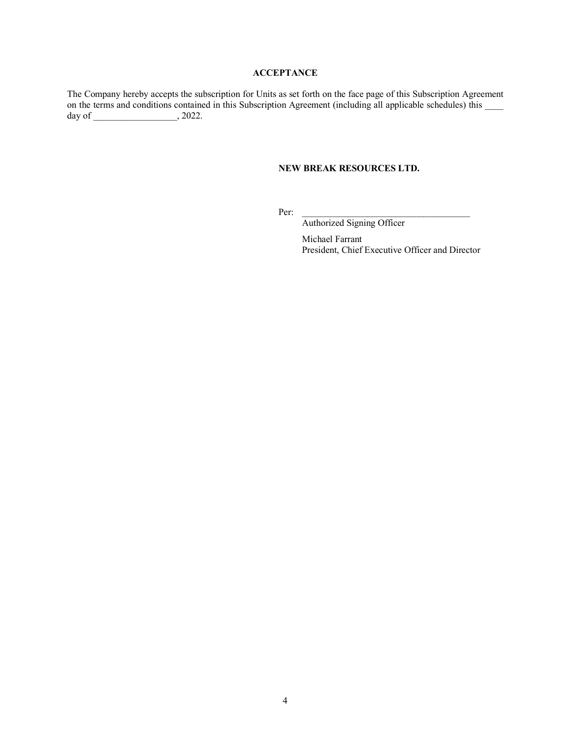**ACCEPTANCE**

The Company hereby accepts the subscription for Units as set forth on the face page of this Subscription Agreement on the terms and conditions contained in this Subscription Agreement (including all applicable schedules) this ____ day of __________________, 2022.

**NEW BREAK RESOURCES LTD.**

Per: ______________________________________
Authorized Signing Officer

Michael Farrant
President, Chief Executive Officer and Director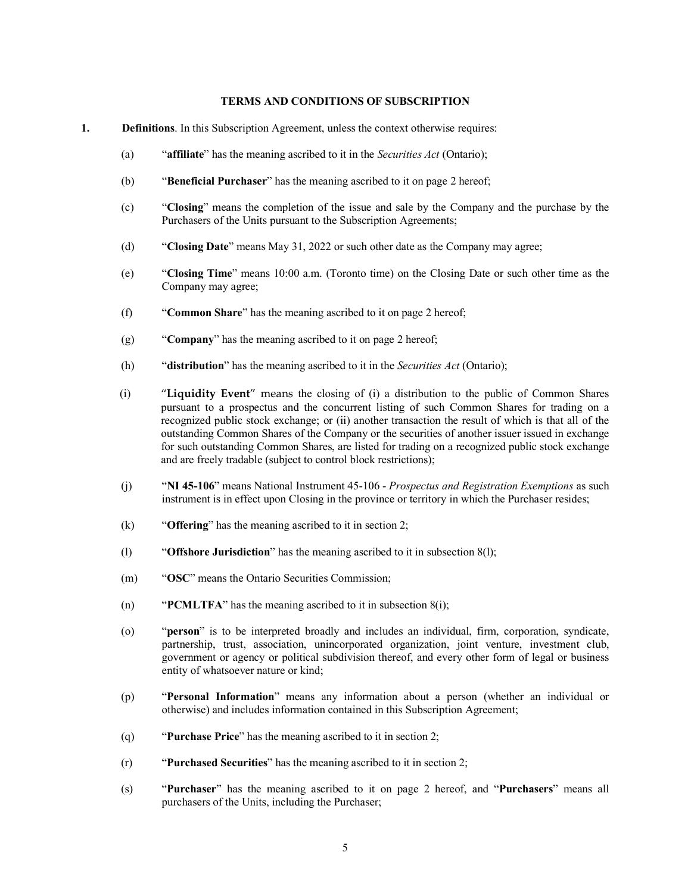**TERMS AND CONDITIONS OF SUBSCRIPTION**

1. **Definitions**. In this Subscription Agreement, unless the context otherwise requires:

   (a) "**affiliate**" has the meaning ascribed to it in the *Securities Act* (Ontario);

   (b) "**Beneficial Purchaser**" has the meaning ascribed to it on page 2 hereof;

   (c) "**Closing**" means the completion of the issue and sale by the Company and the purchase by the Purchasers of the Units pursuant to the Subscription Agreements;

   (d) "**Closing Date**" means May 31, 2022 or such other date as the Company may agree;

   (e) "**Closing Time**" means 10:00 a.m. (Toronto time) on the Closing Date or such other time as the Company may agree;

   (f) "**Common Share**" has the meaning ascribed to it on page 2 hereof;

   (g) "**Company**" has the meaning ascribed to it on page 2 hereof;

   (h) "**distribution**" has the meaning ascribed to it in the *Securities Act* (Ontario);

   (i) "**Liquidity Event**" means the closing of (i) a distribution to the public of Common Shares pursuant to a prospectus and the concurrent listing of such Common Shares for trading on a recognized public stock exchange; or (ii) another transaction the result of which is that all of the outstanding Common Shares of the Company or the securities of another issuer issued in exchange for such outstanding Common Shares, are listed for trading on a recognized public stock exchange and are freely tradable (subject to control block restrictions);

   (j) "**NI 45-106**" means National Instrument 45-106 - *Prospectus and Registration Exemptions* as such instrument is in effect upon Closing in the province or territory in which the Purchaser resides;

   (k) "**Offering**" has the meaning ascribed to it in section 2;

   (l) "**Offshore Jurisdiction**" has the meaning ascribed to it in subsection 8(l);

   (m) "**OSC**" means the Ontario Securities Commission;

   (n) "**PCMLTFA**" has the meaning ascribed to it in subsection 8(i);

   (o) "**person**" is to be interpreted broadly and includes an individual, firm, corporation, syndicate, partnership, trust, association, unincorporated organization, joint venture, investment club, government or agency or political subdivision thereof, and every other form of legal or business entity of whatsoever nature or kind;

   (p) "**Personal Information**" means any information about a person (whether an individual or otherwise) and includes information contained in this Subscription Agreement;

   (q) "**Purchase Price**" has the meaning ascribed to it in section 2;

   (r) "**Purchased Securities**" has the meaning ascribed to it in section 2;

   (s) "**Purchaser**" has the meaning ascribed to it on page 2 hereof, and "**Purchasers**" means all purchasers of the Units, including the Purchaser;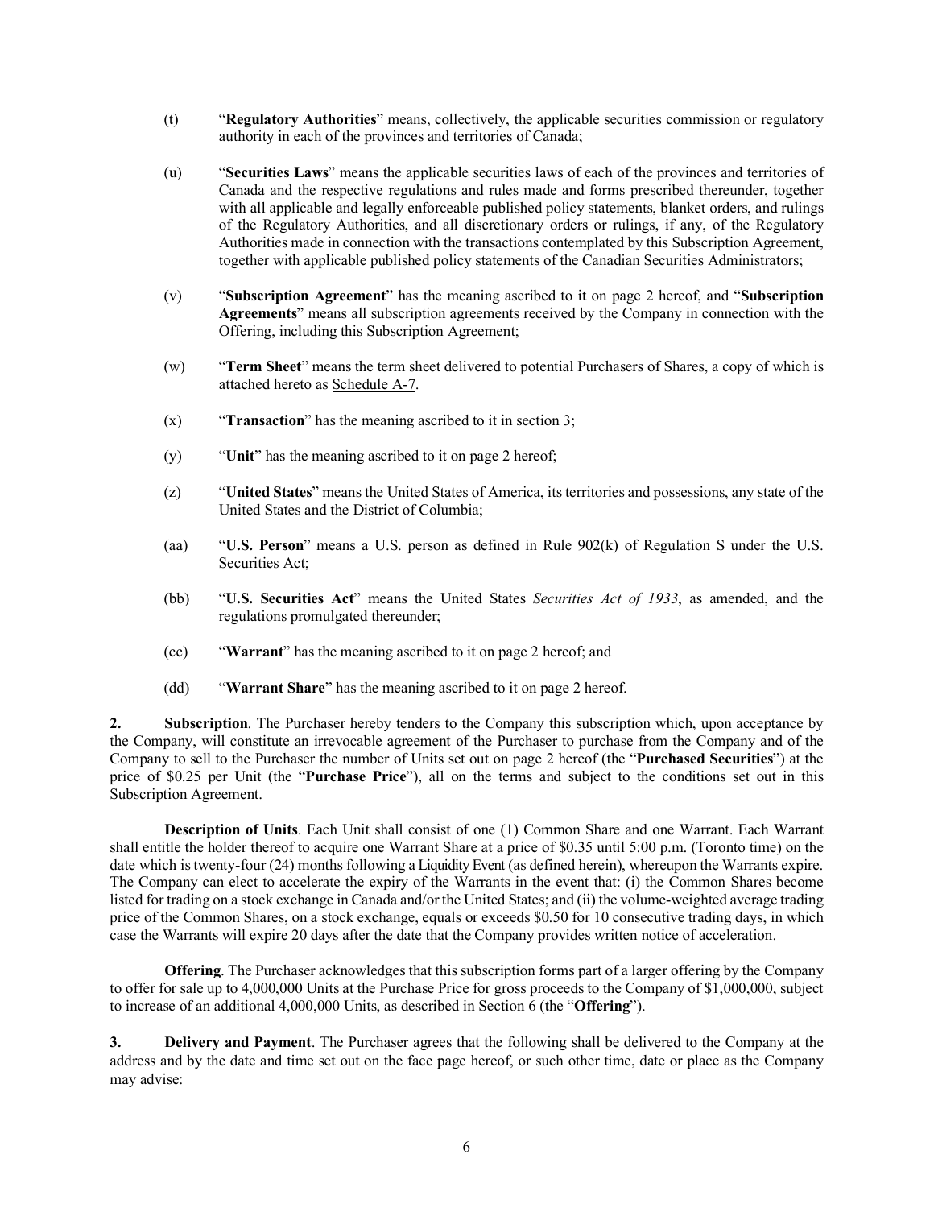(t) "**Regulatory Authorities**" means, collectively, the applicable securities commission or regulatory authority in each of the provinces and territories of Canada;

(u) "**Securities Laws**" means the applicable securities laws of each of the provinces and territories of Canada and the respective regulations and rules made and forms prescribed thereunder, together with all applicable and legally enforceable published policy statements, blanket orders, and rulings of the Regulatory Authorities, and all discretionary orders or rulings, if any, of the Regulatory Authorities made in connection with the transactions contemplated by this Subscription Agreement, together with applicable published policy statements of the Canadian Securities Administrators;

(v) "**Subscription Agreement**" has the meaning ascribed to it on page 2 hereof, and "**Subscription Agreements**" means all subscription agreements received by the Company in connection with the Offering, including this Subscription Agreement;

(w) "**Term Sheet**" means the term sheet delivered to potential Purchasers of Shares, a copy of which is attached hereto as Schedule A-7.

(x) "**Transaction**" has the meaning ascribed to it in section 3;

(y) "**Unit**" has the meaning ascribed to it on page 2 hereof;

(z) "**United States**" means the United States of America, its territories and possessions, any state of the United States and the District of Columbia;

(aa) "**U.S. Person**" means a U.S. person as defined in Rule 902(k) of Regulation S under the U.S. Securities Act;

(bb) "**U.S. Securities Act**" means the United States *Securities Act of 1933*, as amended, and the regulations promulgated thereunder;

(cc) "**Warrant**" has the meaning ascribed to it on page 2 hereof; and

(dd) "**Warrant Share**" has the meaning ascribed to it on page 2 hereof.

**2. Subscription**. The Purchaser hereby tenders to the Company this subscription which, upon acceptance by the Company, will constitute an irrevocable agreement of the Purchaser to purchase from the Company and of the Company to sell to the Purchaser the number of Units set out on page 2 hereof (the "**Purchased Securities**") at the price of $0.25 per Unit (the "**Purchase Price**"), all on the terms and subject to the conditions set out in this Subscription Agreement.

**Description of Units**. Each Unit shall consist of one (1) Common Share and one Warrant. Each Warrant shall entitle the holder thereof to acquire one Warrant Share at a price of $0.35 until 5:00 p.m. (Toronto time) on the date which is twenty-four (24) months following a Liquidity Event (as defined herein), whereupon the Warrants expire. The Company can elect to accelerate the expiry of the Warrants in the event that: (i) the Common Shares become listed for trading on a stock exchange in Canada and/or the United States; and (ii) the volume-weighted average trading price of the Common Shares, on a stock exchange, equals or exceeds $0.50 for 10 consecutive trading days, in which case the Warrants will expire 20 days after the date that the Company provides written notice of acceleration.

**Offering**. The Purchaser acknowledges that this subscription forms part of a larger offering by the Company to offer for sale up to 4,000,000 Units at the Purchase Price for gross proceeds to the Company of $1,000,000, subject to increase of an additional 4,000,000 Units, as described in Section 6 (the "**Offering**").

**3. Delivery and Payment**. The Purchaser agrees that the following shall be delivered to the Company at the address and by the date and time set out on the face page hereof, or such other time, date or place as the Company may advise: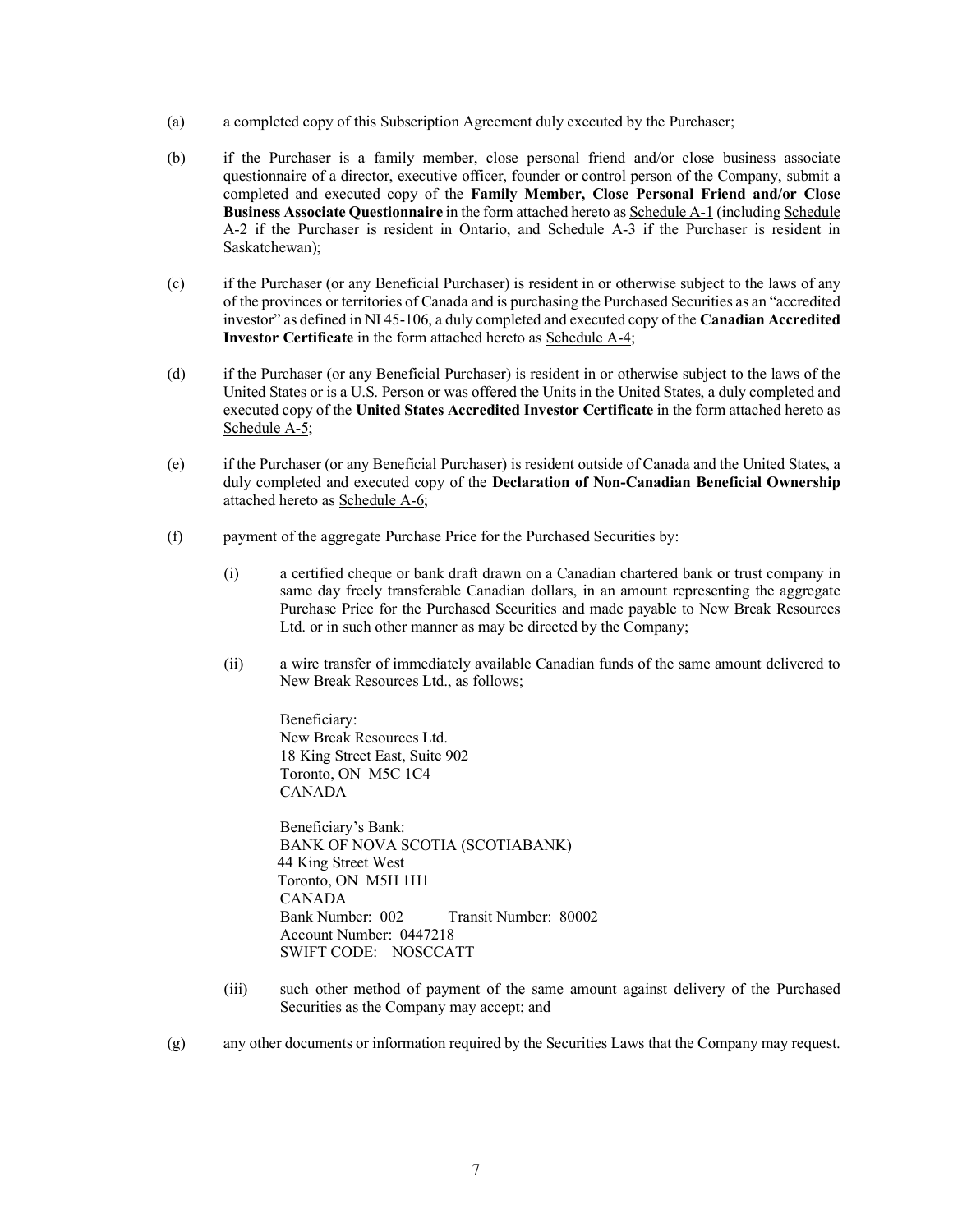(a) a completed copy of this Subscription Agreement duly executed by the Purchaser;

(b) if the Purchaser is a family member, close personal friend and/or close business associate questionnaire of a director, executive officer, founder or control person of the Company, submit a completed and executed copy of the **Family Member, Close Personal Friend and/or Close Business Associate Questionnaire** in the form attached hereto as Schedule A-1 (including Schedule A-2 if the Purchaser is resident in Ontario, and Schedule A-3 if the Purchaser is resident in Saskatchewan);

(c) if the Purchaser (or any Beneficial Purchaser) is resident in or otherwise subject to the laws of any of the provinces or territories of Canada and is purchasing the Purchased Securities as an "accredited investor" as defined in NI 45-106, a duly completed and executed copy of the **Canadian Accredited Investor Certificate** in the form attached hereto as Schedule A-4;

(d) if the Purchaser (or any Beneficial Purchaser) is resident in or otherwise subject to the laws of the United States or is a U.S. Person or was offered the Units in the United States, a duly completed and executed copy of the **United States Accredited Investor Certificate** in the form attached hereto as Schedule A-5;

(e) if the Purchaser (or any Beneficial Purchaser) is resident outside of Canada and the United States, a duly completed and executed copy of the **Declaration of Non-Canadian Beneficial Ownership** attached hereto as Schedule A-6;

(f) payment of the aggregate Purchase Price for the Purchased Securities by:

  (i) a certified cheque or bank draft drawn on a Canadian chartered bank or trust company in same day freely transferable Canadian dollars, in an amount representing the aggregate Purchase Price for the Purchased Securities and made payable to New Break Resources Ltd. or in such other manner as may be directed by the Company;

  (ii) a wire transfer of immediately available Canadian funds of the same amount delivered to New Break Resources Ltd., as follows;

  Beneficiary:
  New Break Resources Ltd.
  18 King Street East, Suite 902
  Toronto, ON M5C 1C4
  CANADA

  Beneficiary's Bank:
  BANK OF NOVA SCOTIA (SCOTIABANK)
  44 King Street West
  Toronto, ON M5H 1H1
  CANADA
  Bank Number: 002 Transit Number: 80002
  Account Number: 0447218
  SWIFT CODE: NOSCCATT

  (iii) such other method of payment of the same amount against delivery of the Purchased Securities as the Company may accept; and

(g) any other documents or information required by the Securities Laws that the Company may request.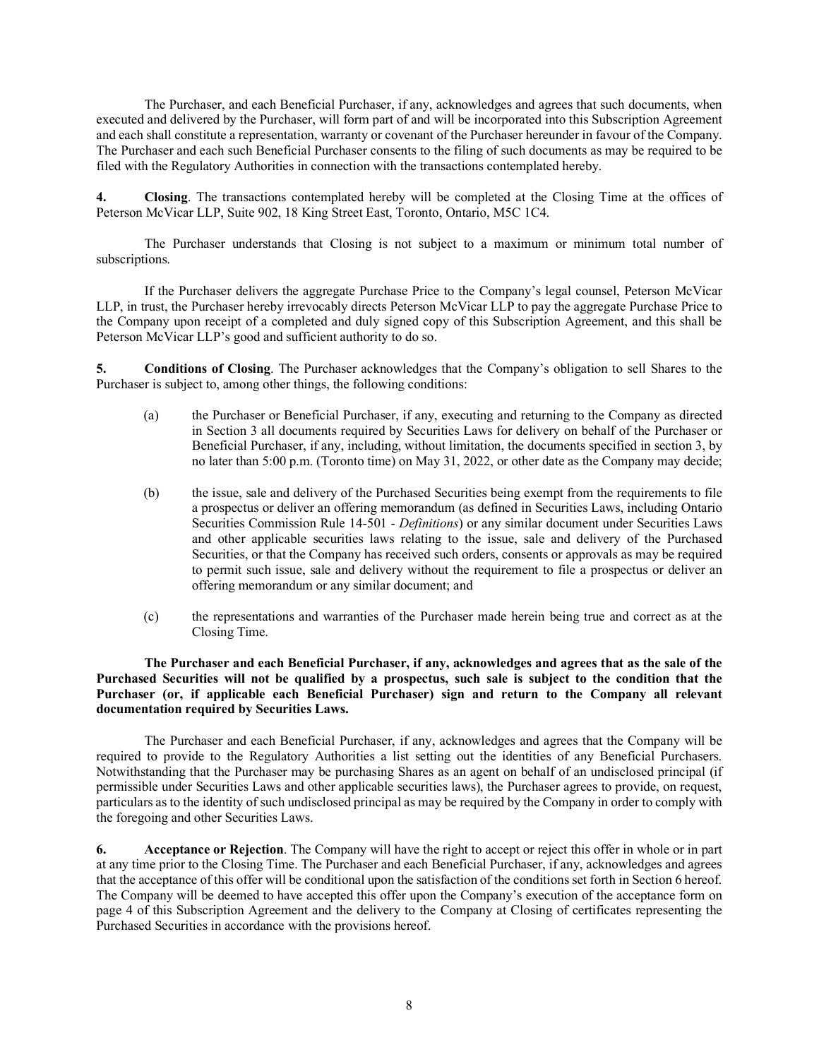The Purchaser, and each Beneficial Purchaser, if any, acknowledges and agrees that such documents, when executed and delivered by the Purchaser, will form part of and will be incorporated into this Subscription Agreement and each shall constitute a representation, warranty or covenant of the Purchaser hereunder in favour of the Company. The Purchaser and each such Beneficial Purchaser consents to the filing of such documents as may be required to be filed with the Regulatory Authorities in connection with the transactions contemplated hereby.

**4. Closing**. The transactions contemplated hereby will be completed at the Closing Time at the offices of Peterson McVicar LLP, Suite 902, 18 King Street East, Toronto, Ontario, M5C 1C4.

The Purchaser understands that Closing is not subject to a maximum or minimum total number of subscriptions.

If the Purchaser delivers the aggregate Purchase Price to the Company's legal counsel, Peterson McVicar LLP, in trust, the Purchaser hereby irrevocably directs Peterson McVicar LLP to pay the aggregate Purchase Price to the Company upon receipt of a completed and duly signed copy of this Subscription Agreement, and this shall be Peterson McVicar LLP's good and sufficient authority to do so.

**5. Conditions of Closing**. The Purchaser acknowledges that the Company's obligation to sell Shares to the Purchaser is subject to, among other things, the following conditions:

(a) the Purchaser or Beneficial Purchaser, if any, executing and returning to the Company as directed in Section 3 all documents required by Securities Laws for delivery on behalf of the Purchaser or Beneficial Purchaser, if any, including, without limitation, the documents specified in section 3, by no later than 5:00 p.m. (Toronto time) on May 31, 2022, or other date as the Company may decide;

(b) the issue, sale and delivery of the Purchased Securities being exempt from the requirements to file a prospectus or deliver an offering memorandum (as defined in Securities Laws, including Ontario Securities Commission Rule 14-501 - *Definitions*) or any similar document under Securities Laws and other applicable securities laws relating to the issue, sale and delivery of the Purchased Securities, or that the Company has received such orders, consents or approvals as may be required to permit such issue, sale and delivery without the requirement to file a prospectus or deliver an offering memorandum or any similar document; and

(c) the representations and warranties of the Purchaser made herein being true and correct as at the Closing Time.

**The Purchaser and each Beneficial Purchaser, if any, acknowledges and agrees that as the sale of the Purchased Securities will not be qualified by a prospectus, such sale is subject to the condition that the Purchaser (or, if applicable each Beneficial Purchaser) sign and return to the Company all relevant documentation required by Securities Laws.**

The Purchaser and each Beneficial Purchaser, if any, acknowledges and agrees that the Company will be required to provide to the Regulatory Authorities a list setting out the identities of any Beneficial Purchasers. Notwithstanding that the Purchaser may be purchasing Shares as an agent on behalf of an undisclosed principal (if permissible under Securities Laws and other applicable securities laws), the Purchaser agrees to provide, on request, particulars as to the identity of such undisclosed principal as may be required by the Company in order to comply with the foregoing and other Securities Laws.

**6. Acceptance or Rejection**. The Company will have the right to accept or reject this offer in whole or in part at any time prior to the Closing Time. The Purchaser and each Beneficial Purchaser, if any, acknowledges and agrees that the acceptance of this offer will be conditional upon the satisfaction of the conditions set forth in Section 6 hereof. The Company will be deemed to have accepted this offer upon the Company's execution of the acceptance form on page 4 of this Subscription Agreement and the delivery to the Company at Closing of certificates representing the Purchased Securities in accordance with the provisions hereof.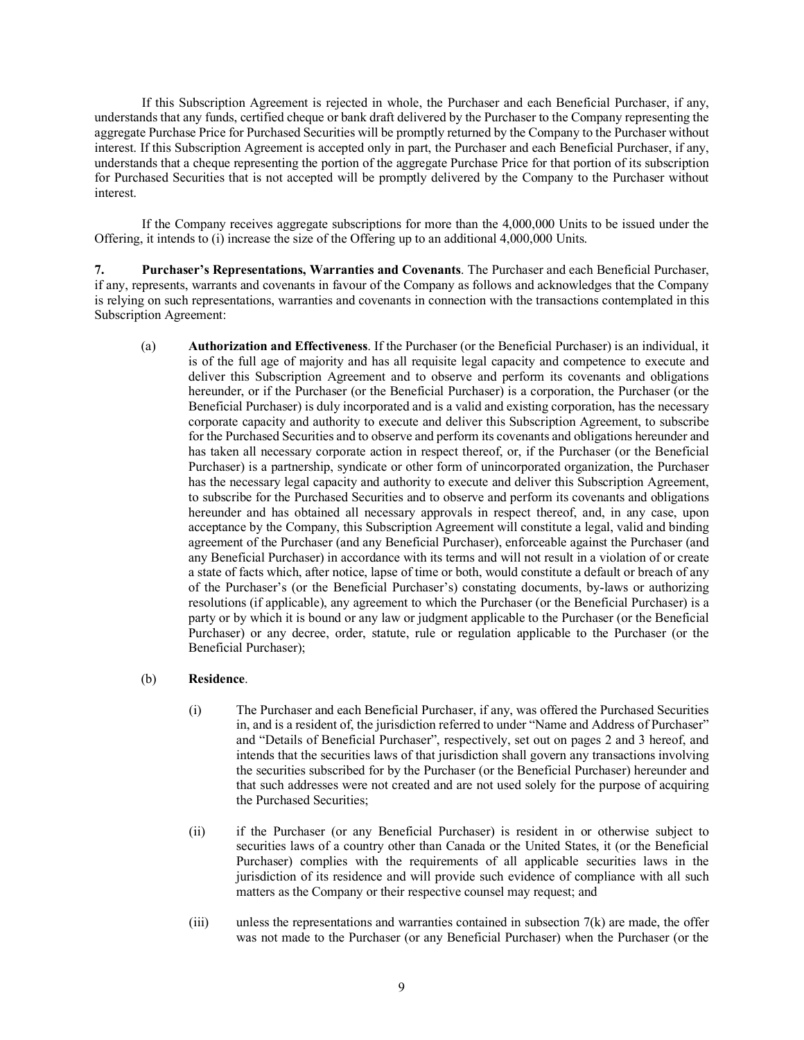If this Subscription Agreement is rejected in whole, the Purchaser and each Beneficial Purchaser, if any, understands that any funds, certified cheque or bank draft delivered by the Purchaser to the Company representing the aggregate Purchase Price for Purchased Securities will be promptly returned by the Company to the Purchaser without interest. If this Subscription Agreement is accepted only in part, the Purchaser and each Beneficial Purchaser, if any, understands that a cheque representing the portion of the aggregate Purchase Price for that portion of its subscription for Purchased Securities that is not accepted will be promptly delivered by the Company to the Purchaser without interest.

If the Company receives aggregate subscriptions for more than the 4,000,000 Units to be issued under the Offering, it intends to (i) increase the size of the Offering up to an additional 4,000,000 Units.

**7. Purchaser's Representations, Warranties and Covenants**. The Purchaser and each Beneficial Purchaser, if any, represents, warrants and covenants in favour of the Company as follows and acknowledges that the Company is relying on such representations, warranties and covenants in connection with the transactions contemplated in this Subscription Agreement:

(a) **Authorization and Effectiveness**. If the Purchaser (or the Beneficial Purchaser) is an individual, it is of the full age of majority and has all requisite legal capacity and competence to execute and deliver this Subscription Agreement and to observe and perform its covenants and obligations hereunder, or if the Purchaser (or the Beneficial Purchaser) is a corporation, the Purchaser (or the Beneficial Purchaser) is duly incorporated and is a valid and existing corporation, has the necessary corporate capacity and authority to execute and deliver this Subscription Agreement, to subscribe for the Purchased Securities and to observe and perform its covenants and obligations hereunder and has taken all necessary corporate action in respect thereof, or, if the Purchaser (or the Beneficial Purchaser) is a partnership, syndicate or other form of unincorporated organization, the Purchaser has the necessary legal capacity and authority to execute and deliver this Subscription Agreement, to subscribe for the Purchased Securities and to observe and perform its covenants and obligations hereunder and has obtained all necessary approvals in respect thereof, and, in any case, upon acceptance by the Company, this Subscription Agreement will constitute a legal, valid and binding agreement of the Purchaser (and any Beneficial Purchaser), enforceable against the Purchaser (and any Beneficial Purchaser) in accordance with its terms and will not result in a violation of or create a state of facts which, after notice, lapse of time or both, would constitute a default or breach of any of the Purchaser's (or the Beneficial Purchaser's) constating documents, by-laws or authorizing resolutions (if applicable), any agreement to which the Purchaser (or the Beneficial Purchaser) is a party or by which it is bound or any law or judgment applicable to the Purchaser (or the Beneficial Purchaser) or any decree, order, statute, rule or regulation applicable to the Purchaser (or the Beneficial Purchaser);

(b) **Residence**.

(i) The Purchaser and each Beneficial Purchaser, if any, was offered the Purchased Securities in, and is a resident of, the jurisdiction referred to under "Name and Address of Purchaser" and "Details of Beneficial Purchaser", respectively, set out on pages 2 and 3 hereof, and intends that the securities laws of that jurisdiction shall govern any transactions involving the securities subscribed for by the Purchaser (or the Beneficial Purchaser) hereunder and that such addresses were not created and are not used solely for the purpose of acquiring the Purchased Securities;

(ii) if the Purchaser (or any Beneficial Purchaser) is resident in or otherwise subject to securities laws of a country other than Canada or the United States, it (or the Beneficial Purchaser) complies with the requirements of all applicable securities laws in the jurisdiction of its residence and will provide such evidence of compliance with all such matters as the Company or their respective counsel may request; and

(iii) unless the representations and warranties contained in subsection 7(k) are made, the offer was not made to the Purchaser (or any Beneficial Purchaser) when the Purchaser (or the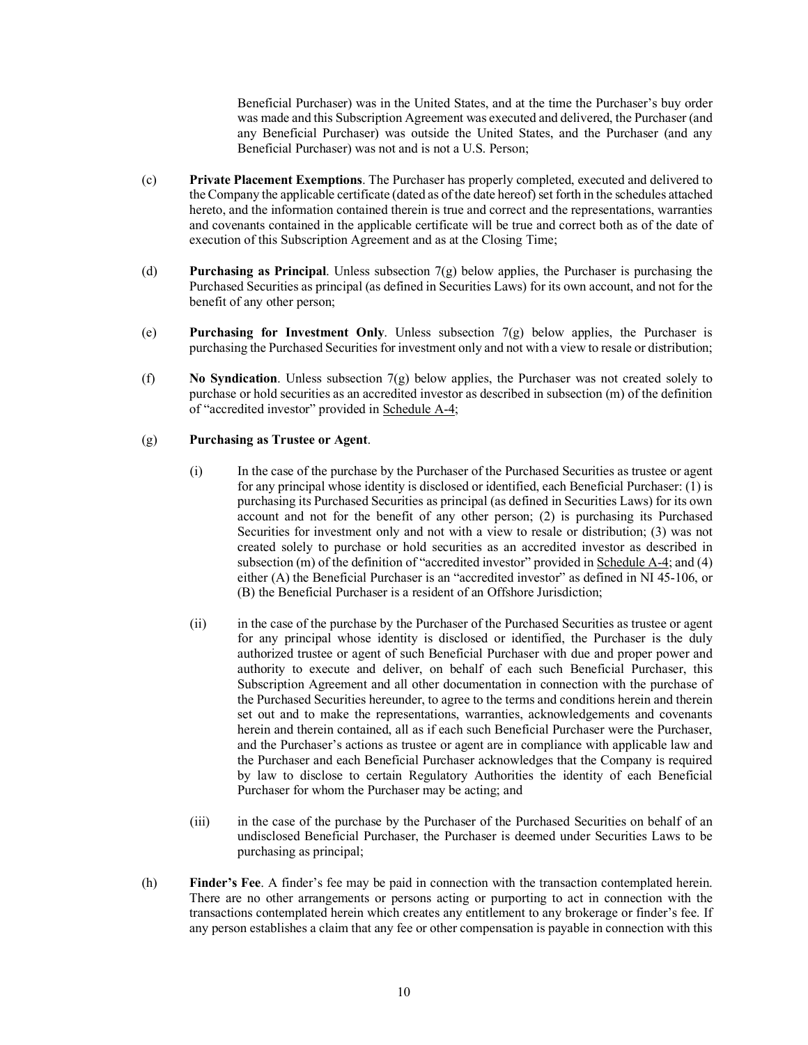Beneficial Purchaser) was in the United States, and at the time the Purchaser's buy order was made and this Subscription Agreement was executed and delivered, the Purchaser (and any Beneficial Purchaser) was outside the United States, and the Purchaser (and any Beneficial Purchaser) was not and is not a U.S. Person;

(c) **Private Placement Exemptions**. The Purchaser has properly completed, executed and delivered to the Company the applicable certificate (dated as of the date hereof) set forth in the schedules attached hereto, and the information contained therein is true and correct and the representations, warranties and covenants contained in the applicable certificate will be true and correct both as of the date of execution of this Subscription Agreement and as at the Closing Time;

(d) **Purchasing as Principal**. Unless subsection 7(g) below applies, the Purchaser is purchasing the Purchased Securities as principal (as defined in Securities Laws) for its own account, and not for the benefit of any other person;

(e) **Purchasing for Investment Only**. Unless subsection 7(g) below applies, the Purchaser is purchasing the Purchased Securities for investment only and not with a view to resale or distribution;

(f) **No Syndication**. Unless subsection 7(g) below applies, the Purchaser was not created solely to purchase or hold securities as an accredited investor as described in subsection (m) of the definition of "accredited investor" provided in Schedule A-4;

(g) **Purchasing as Trustee or Agent**.

(i) In the case of the purchase by the Purchaser of the Purchased Securities as trustee or agent for any principal whose identity is disclosed or identified, each Beneficial Purchaser: (1) is purchasing its Purchased Securities as principal (as defined in Securities Laws) for its own account and not for the benefit of any other person; (2) is purchasing its Purchased Securities for investment only and not with a view to resale or distribution; (3) was not created solely to purchase or hold securities as an accredited investor as described in subsection (m) of the definition of "accredited investor" provided in Schedule A-4; and (4) either (A) the Beneficial Purchaser is an "accredited investor" as defined in NI 45-106, or (B) the Beneficial Purchaser is a resident of an Offshore Jurisdiction;

(ii) in the case of the purchase by the Purchaser of the Purchased Securities as trustee or agent for any principal whose identity is disclosed or identified, the Purchaser is the duly authorized trustee or agent of such Beneficial Purchaser with due and proper power and authority to execute and deliver, on behalf of each such Beneficial Purchaser, this Subscription Agreement and all other documentation in connection with the purchase of the Purchased Securities hereunder, to agree to the terms and conditions herein and therein set out and to make the representations, warranties, acknowledgements and covenants herein and therein contained, all as if each such Beneficial Purchaser were the Purchaser, and the Purchaser's actions as trustee or agent are in compliance with applicable law and the Purchaser and each Beneficial Purchaser acknowledges that the Company is required by law to disclose to certain Regulatory Authorities the identity of each Beneficial Purchaser for whom the Purchaser may be acting; and

(iii) in the case of the purchase by the Purchaser of the Purchased Securities on behalf of an undisclosed Beneficial Purchaser, the Purchaser is deemed under Securities Laws to be purchasing as principal;

(h) **Finder's Fee**. A finder's fee may be paid in connection with the transaction contemplated herein. There are no other arrangements or persons acting or purporting to act in connection with the transactions contemplated herein which creates any entitlement to any brokerage or finder's fee. If any person establishes a claim that any fee or other compensation is payable in connection with this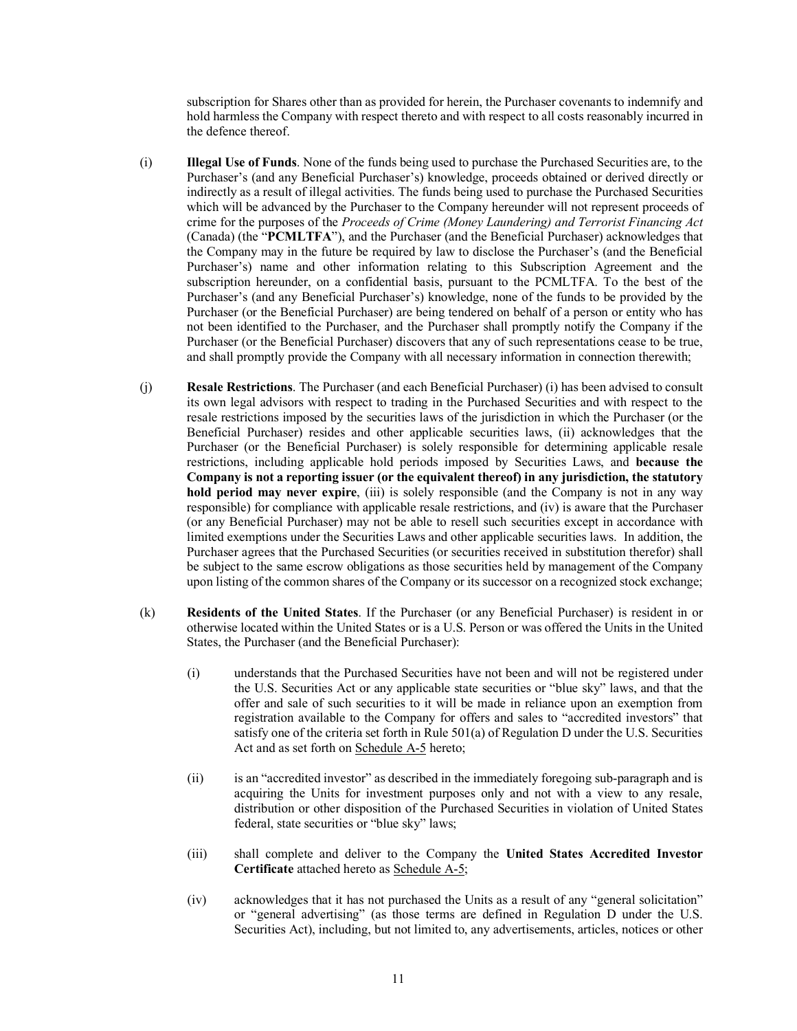subscription for Shares other than as provided for herein, the Purchaser covenants to indemnify and hold harmless the Company with respect thereto and with respect to all costs reasonably incurred in the defence thereof.

(i) **Illegal Use of Funds**. None of the funds being used to purchase the Purchased Securities are, to the Purchaser's (and any Beneficial Purchaser's) knowledge, proceeds obtained or derived directly or indirectly as a result of illegal activities. The funds being used to purchase the Purchased Securities which will be advanced by the Purchaser to the Company hereunder will not represent proceeds of crime for the purposes of the *Proceeds of Crime (Money Laundering) and Terrorist Financing Act* (Canada) (the "**PCMLTFA**"), and the Purchaser (and the Beneficial Purchaser) acknowledges that the Company may in the future be required by law to disclose the Purchaser's (and the Beneficial Purchaser's) name and other information relating to this Subscription Agreement and the subscription hereunder, on a confidential basis, pursuant to the PCMLTFA. To the best of the Purchaser's (and any Beneficial Purchaser's) knowledge, none of the funds to be provided by the Purchaser (or the Beneficial Purchaser) are being tendered on behalf of a person or entity who has not been identified to the Purchaser, and the Purchaser shall promptly notify the Company if the Purchaser (or the Beneficial Purchaser) discovers that any of such representations cease to be true, and shall promptly provide the Company with all necessary information in connection therewith;

(j) **Resale Restrictions**. The Purchaser (and each Beneficial Purchaser) (i) has been advised to consult its own legal advisors with respect to trading in the Purchased Securities and with respect to the resale restrictions imposed by the securities laws of the jurisdiction in which the Purchaser (or the Beneficial Purchaser) resides and other applicable securities laws, (ii) acknowledges that the Purchaser (or the Beneficial Purchaser) is solely responsible for determining applicable resale restrictions, including applicable hold periods imposed by Securities Laws, and **because the Company is not a reporting issuer (or the equivalent thereof) in any jurisdiction, the statutory hold period may never expire**, (iii) is solely responsible (and the Company is not in any way responsible) for compliance with applicable resale restrictions, and (iv) is aware that the Purchaser (or any Beneficial Purchaser) may not be able to resell such securities except in accordance with limited exemptions under the Securities Laws and other applicable securities laws. In addition, the Purchaser agrees that the Purchased Securities (or securities received in substitution therefor) shall be subject to the same escrow obligations as those securities held by management of the Company upon listing of the common shares of the Company or its successor on a recognized stock exchange;

(k) **Residents of the United States**. If the Purchaser (or any Beneficial Purchaser) is resident in or otherwise located within the United States or is a U.S. Person or was offered the Units in the United States, the Purchaser (and the Beneficial Purchaser):

   (i) understands that the Purchased Securities have not been and will not be registered under the U.S. Securities Act or any applicable state securities or "blue sky" laws, and that the offer and sale of such securities to it will be made in reliance upon an exemption from registration available to the Company for offers and sales to "accredited investors" that satisfy one of the criteria set forth in Rule 501(a) of Regulation D under the U.S. Securities Act and as set forth on Schedule A-5 hereto;

   (ii) is an "accredited investor" as described in the immediately foregoing sub-paragraph and is acquiring the Units for investment purposes only and not with a view to any resale, distribution or other disposition of the Purchased Securities in violation of United States federal, state securities or "blue sky" laws;

   (iii) shall complete and deliver to the Company the **United States Accredited Investor Certificate** attached hereto as Schedule A-5;

   (iv) acknowledges that it has not purchased the Units as a result of any "general solicitation" or "general advertising" (as those terms are defined in Regulation D under the U.S. Securities Act), including, but not limited to, any advertisements, articles, notices or other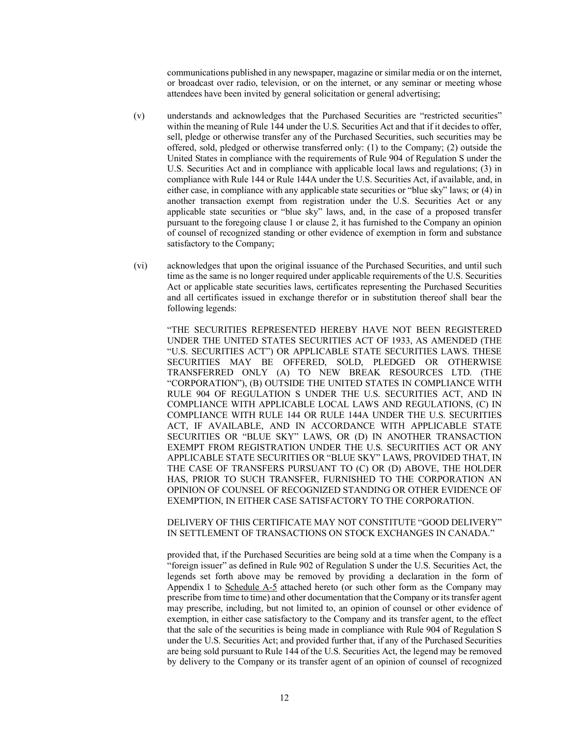communications published in any newspaper, magazine or similar media or on the internet, or broadcast over radio, television, or on the internet, or any seminar or meeting whose attendees have been invited by general solicitation or general advertising;

(v) understands and acknowledges that the Purchased Securities are "restricted securities" within the meaning of Rule 144 under the U.S. Securities Act and that if it decides to offer, sell, pledge or otherwise transfer any of the Purchased Securities, such securities may be offered, sold, pledged or otherwise transferred only: (1) to the Company; (2) outside the United States in compliance with the requirements of Rule 904 of Regulation S under the U.S. Securities Act and in compliance with applicable local laws and regulations; (3) in compliance with Rule 144 or Rule 144A under the U.S. Securities Act, if available, and, in either case, in compliance with any applicable state securities or "blue sky" laws; or (4) in another transaction exempt from registration under the U.S. Securities Act or any applicable state securities or "blue sky" laws, and, in the case of a proposed transfer pursuant to the foregoing clause 1 or clause 2, it has furnished to the Company an opinion of counsel of recognized standing or other evidence of exemption in form and substance satisfactory to the Company;

(vi) acknowledges that upon the original issuance of the Purchased Securities, and until such time as the same is no longer required under applicable requirements of the U.S. Securities Act or applicable state securities laws, certificates representing the Purchased Securities and all certificates issued in exchange therefor or in substitution thereof shall bear the following legends:

"THE SECURITIES REPRESENTED HEREBY HAVE NOT BEEN REGISTERED UNDER THE UNITED STATES SECURITIES ACT OF 1933, AS AMENDED (THE "U.S. SECURITIES ACT") OR APPLICABLE STATE SECURITIES LAWS. THESE SECURITIES MAY BE OFFERED, SOLD, PLEDGED OR OTHERWISE TRANSFERRED ONLY (A) TO NEW BREAK RESOURCES LTD. (THE "CORPORATION"), (B) OUTSIDE THE UNITED STATES IN COMPLIANCE WITH RULE 904 OF REGULATION S UNDER THE U.S. SECURITIES ACT, AND IN COMPLIANCE WITH APPLICABLE LOCAL LAWS AND REGULATIONS, (C) IN COMPLIANCE WITH RULE 144 OR RULE 144A UNDER THE U.S. SECURITIES ACT, IF AVAILABLE, AND IN ACCORDANCE WITH APPLICABLE STATE SECURITIES OR "BLUE SKY" LAWS, OR (D) IN ANOTHER TRANSACTION EXEMPT FROM REGISTRATION UNDER THE U.S. SECURITIES ACT OR ANY APPLICABLE STATE SECURITIES OR "BLUE SKY" LAWS, PROVIDED THAT, IN THE CASE OF TRANSFERS PURSUANT TO (C) OR (D) ABOVE, THE HOLDER HAS, PRIOR TO SUCH TRANSFER, FURNISHED TO THE CORPORATION AN OPINION OF COUNSEL OF RECOGNIZED STANDING OR OTHER EVIDENCE OF EXEMPTION, IN EITHER CASE SATISFACTORY TO THE CORPORATION.

DELIVERY OF THIS CERTIFICATE MAY NOT CONSTITUTE "GOOD DELIVERY" IN SETTLEMENT OF TRANSACTIONS ON STOCK EXCHANGES IN CANADA."

provided that, if the Purchased Securities are being sold at a time when the Company is a "foreign issuer" as defined in Rule 902 of Regulation S under the U.S. Securities Act, the legends set forth above may be removed by providing a declaration in the form of Appendix 1 to Schedule A-5 attached hereto (or such other form as the Company may prescribe from time to time) and other documentation that the Company or its transfer agent may prescribe, including, but not limited to, an opinion of counsel or other evidence of exemption, in either case satisfactory to the Company and its transfer agent, to the effect that the sale of the securities is being made in compliance with Rule 904 of Regulation S under the U.S. Securities Act; and provided further that, if any of the Purchased Securities are being sold pursuant to Rule 144 of the U.S. Securities Act, the legend may be removed by delivery to the Company or its transfer agent of an opinion of counsel of recognized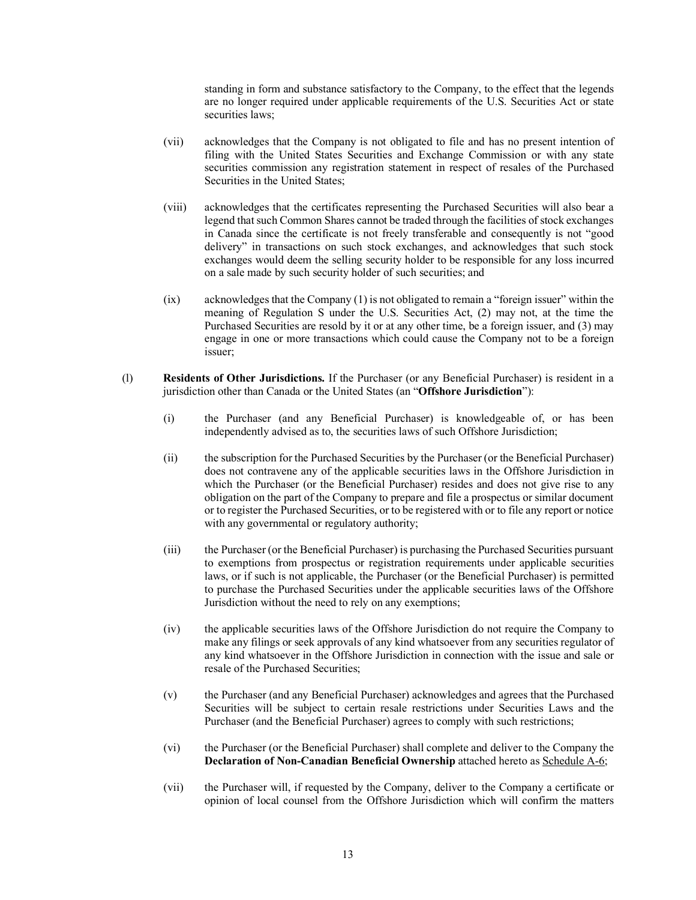standing in form and substance satisfactory to the Company, to the effect that the legends are no longer required under applicable requirements of the U.S. Securities Act or state securities laws;

(vii) acknowledges that the Company is not obligated to file and has no present intention of filing with the United States Securities and Exchange Commission or with any state securities commission any registration statement in respect of resales of the Purchased Securities in the United States;

(viii) acknowledges that the certificates representing the Purchased Securities will also bear a legend that such Common Shares cannot be traded through the facilities of stock exchanges in Canada since the certificate is not freely transferable and consequently is not "good delivery" in transactions on such stock exchanges, and acknowledges that such stock exchanges would deem the selling security holder to be responsible for any loss incurred on a sale made by such security holder of such securities; and

(ix) acknowledges that the Company (1) is not obligated to remain a "foreign issuer" within the meaning of Regulation S under the U.S. Securities Act, (2) may not, at the time the Purchased Securities are resold by it or at any other time, be a foreign issuer, and (3) may engage in one or more transactions which could cause the Company not to be a foreign issuer;

(l) **Residents of Other Jurisdictions.** If the Purchaser (or any Beneficial Purchaser) is resident in a jurisdiction other than Canada or the United States (an "**Offshore Jurisdiction**"):

(i) the Purchaser (and any Beneficial Purchaser) is knowledgeable of, or has been independently advised as to, the securities laws of such Offshore Jurisdiction;

(ii) the subscription for the Purchased Securities by the Purchaser (or the Beneficial Purchaser) does not contravene any of the applicable securities laws in the Offshore Jurisdiction in which the Purchaser (or the Beneficial Purchaser) resides and does not give rise to any obligation on the part of the Company to prepare and file a prospectus or similar document or to register the Purchased Securities, or to be registered with or to file any report or notice with any governmental or regulatory authority;

(iii) the Purchaser (or the Beneficial Purchaser) is purchasing the Purchased Securities pursuant to exemptions from prospectus or registration requirements under applicable securities laws, or if such is not applicable, the Purchaser (or the Beneficial Purchaser) is permitted to purchase the Purchased Securities under the applicable securities laws of the Offshore Jurisdiction without the need to rely on any exemptions;

(iv) the applicable securities laws of the Offshore Jurisdiction do not require the Company to make any filings or seek approvals of any kind whatsoever from any securities regulator of any kind whatsoever in the Offshore Jurisdiction in connection with the issue and sale or resale of the Purchased Securities;

(v) the Purchaser (and any Beneficial Purchaser) acknowledges and agrees that the Purchased Securities will be subject to certain resale restrictions under Securities Laws and the Purchaser (and the Beneficial Purchaser) agrees to comply with such restrictions;

(vi) the Purchaser (or the Beneficial Purchaser) shall complete and deliver to the Company the **Declaration of Non-Canadian Beneficial Ownership** attached hereto as Schedule A-6;

(vii) the Purchaser will, if requested by the Company, deliver to the Company a certificate or opinion of local counsel from the Offshore Jurisdiction which will confirm the matters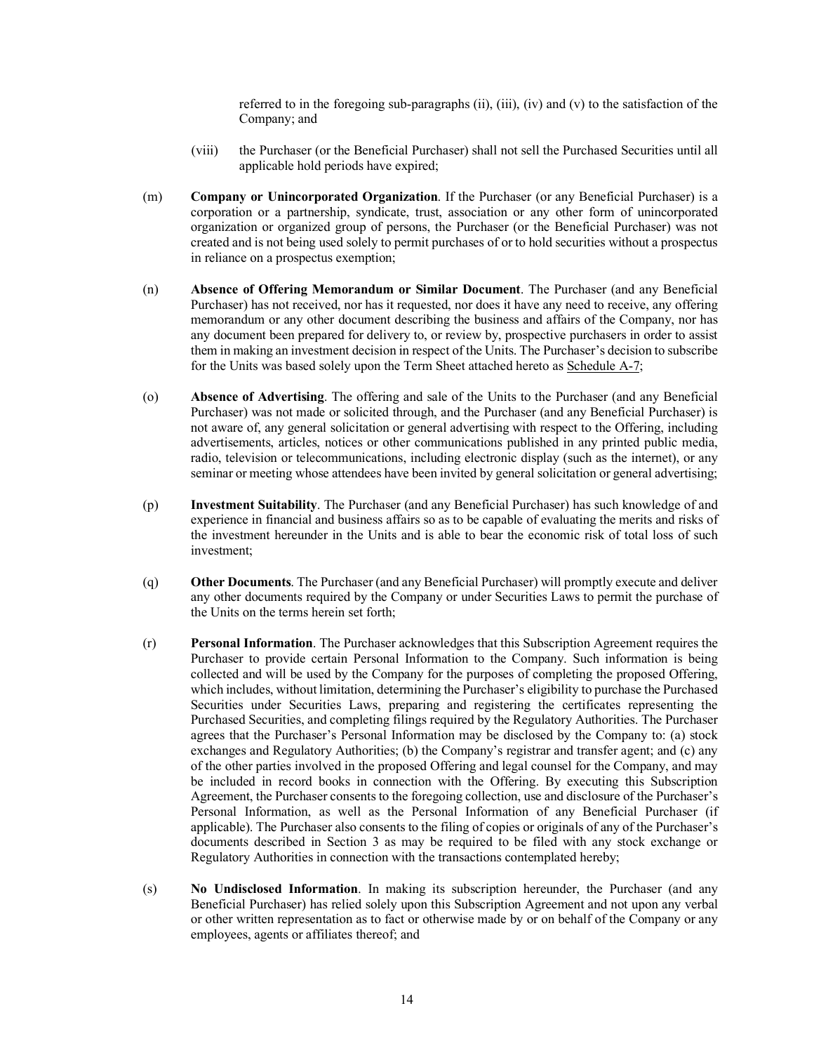referred to in the foregoing sub-paragraphs (ii), (iii), (iv) and (v) to the satisfaction of the Company; and

(viii) the Purchaser (or the Beneficial Purchaser) shall not sell the Purchased Securities until all applicable hold periods have expired;

(m) **Company or Unincorporated Organization**. If the Purchaser (or any Beneficial Purchaser) is a corporation or a partnership, syndicate, trust, association or any other form of unincorporated organization or organized group of persons, the Purchaser (or the Beneficial Purchaser) was not created and is not being used solely to permit purchases of or to hold securities without a prospectus in reliance on a prospectus exemption;

(n) **Absence of Offering Memorandum or Similar Document**. The Purchaser (and any Beneficial Purchaser) has not received, nor has it requested, nor does it have any need to receive, any offering memorandum or any other document describing the business and affairs of the Company, nor has any document been prepared for delivery to, or review by, prospective purchasers in order to assist them in making an investment decision in respect of the Units. The Purchaser's decision to subscribe for the Units was based solely upon the Term Sheet attached hereto as Schedule A-7;

(o) **Absence of Advertising**. The offering and sale of the Units to the Purchaser (and any Beneficial Purchaser) was not made or solicited through, and the Purchaser (and any Beneficial Purchaser) is not aware of, any general solicitation or general advertising with respect to the Offering, including advertisements, articles, notices or other communications published in any printed public media, radio, television or telecommunications, including electronic display (such as the internet), or any seminar or meeting whose attendees have been invited by general solicitation or general advertising;

(p) **Investment Suitability**. The Purchaser (and any Beneficial Purchaser) has such knowledge of and experience in financial and business affairs so as to be capable of evaluating the merits and risks of the investment hereunder in the Units and is able to bear the economic risk of total loss of such investment;

(q) **Other Documents**. The Purchaser (and any Beneficial Purchaser) will promptly execute and deliver any other documents required by the Company or under Securities Laws to permit the purchase of the Units on the terms herein set forth;

(r) **Personal Information**. The Purchaser acknowledges that this Subscription Agreement requires the Purchaser to provide certain Personal Information to the Company. Such information is being collected and will be used by the Company for the purposes of completing the proposed Offering, which includes, without limitation, determining the Purchaser's eligibility to purchase the Purchased Securities under Securities Laws, preparing and registering the certificates representing the Purchased Securities, and completing filings required by the Regulatory Authorities. The Purchaser agrees that the Purchaser's Personal Information may be disclosed by the Company to: (a) stock exchanges and Regulatory Authorities; (b) the Company's registrar and transfer agent; and (c) any of the other parties involved in the proposed Offering and legal counsel for the Company, and may be included in record books in connection with the Offering. By executing this Subscription Agreement, the Purchaser consents to the foregoing collection, use and disclosure of the Purchaser's Personal Information, as well as the Personal Information of any Beneficial Purchaser (if applicable). The Purchaser also consents to the filing of copies or originals of any of the Purchaser's documents described in Section 3 as may be required to be filed with any stock exchange or Regulatory Authorities in connection with the transactions contemplated hereby;

(s) **No Undisclosed Information**. In making its subscription hereunder, the Purchaser (and any Beneficial Purchaser) has relied solely upon this Subscription Agreement and not upon any verbal or other written representation as to fact or otherwise made by or on behalf of the Company or any employees, agents or affiliates thereof; and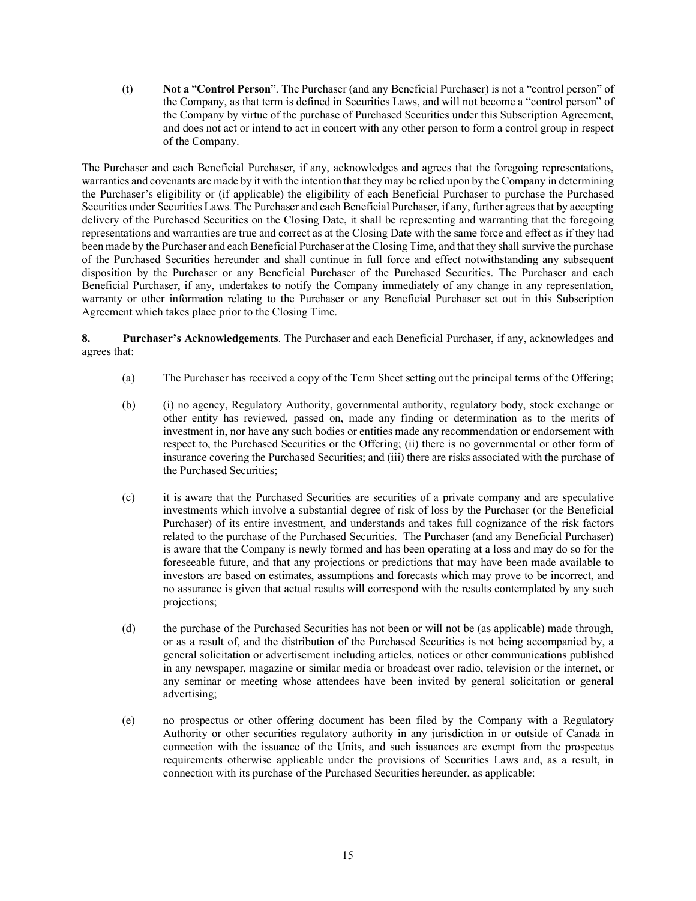(t) **Not a** "**Control Person**". The Purchaser (and any Beneficial Purchaser) is not a "control person" of the Company, as that term is defined in Securities Laws, and will not become a "control person" of the Company by virtue of the purchase of Purchased Securities under this Subscription Agreement, and does not act or intend to act in concert with any other person to form a control group in respect of the Company.

The Purchaser and each Beneficial Purchaser, if any, acknowledges and agrees that the foregoing representations, warranties and covenants are made by it with the intention that they may be relied upon by the Company in determining the Purchaser's eligibility or (if applicable) the eligibility of each Beneficial Purchaser to purchase the Purchased Securities under Securities Laws. The Purchaser and each Beneficial Purchaser, if any, further agrees that by accepting delivery of the Purchased Securities on the Closing Date, it shall be representing and warranting that the foregoing representations and warranties are true and correct as at the Closing Date with the same force and effect as if they had been made by the Purchaser and each Beneficial Purchaser at the Closing Time, and that they shall survive the purchase of the Purchased Securities hereunder and shall continue in full force and effect notwithstanding any subsequent disposition by the Purchaser or any Beneficial Purchaser of the Purchased Securities. The Purchaser and each Beneficial Purchaser, if any, undertakes to notify the Company immediately of any change in any representation, warranty or other information relating to the Purchaser or any Beneficial Purchaser set out in this Subscription Agreement which takes place prior to the Closing Time.

**8. Purchaser's Acknowledgements**. The Purchaser and each Beneficial Purchaser, if any, acknowledges and agrees that:

(a) The Purchaser has received a copy of the Term Sheet setting out the principal terms of the Offering;

(b) (i) no agency, Regulatory Authority, governmental authority, regulatory body, stock exchange or other entity has reviewed, passed on, made any finding or determination as to the merits of investment in, nor have any such bodies or entities made any recommendation or endorsement with respect to, the Purchased Securities or the Offering; (ii) there is no governmental or other form of insurance covering the Purchased Securities; and (iii) there are risks associated with the purchase of the Purchased Securities;

(c) it is aware that the Purchased Securities are securities of a private company and are speculative investments which involve a substantial degree of risk of loss by the Purchaser (or the Beneficial Purchaser) of its entire investment, and understands and takes full cognizance of the risk factors related to the purchase of the Purchased Securities. The Purchaser (and any Beneficial Purchaser) is aware that the Company is newly formed and has been operating at a loss and may do so for the foreseeable future, and that any projections or predictions that may have been made available to investors are based on estimates, assumptions and forecasts which may prove to be incorrect, and no assurance is given that actual results will correspond with the results contemplated by any such projections;

(d) the purchase of the Purchased Securities has not been or will not be (as applicable) made through, or as a result of, and the distribution of the Purchased Securities is not being accompanied by, a general solicitation or advertisement including articles, notices or other communications published in any newspaper, magazine or similar media or broadcast over radio, television or the internet, or any seminar or meeting whose attendees have been invited by general solicitation or general advertising;

(e) no prospectus or other offering document has been filed by the Company with a Regulatory Authority or other securities regulatory authority in any jurisdiction in or outside of Canada in connection with the issuance of the Units, and such issuances are exempt from the prospectus requirements otherwise applicable under the provisions of Securities Laws and, as a result, in connection with its purchase of the Purchased Securities hereunder, as applicable: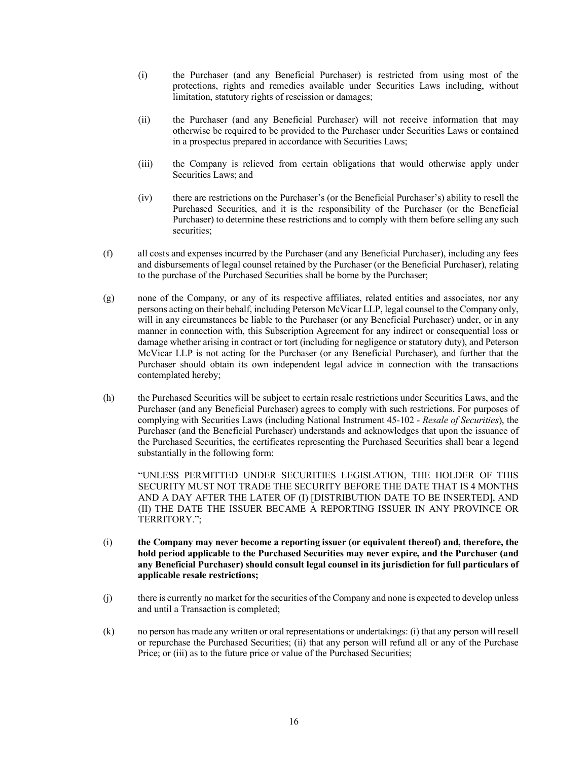(i) the Purchaser (and any Beneficial Purchaser) is restricted from using most of the protections, rights and remedies available under Securities Laws including, without limitation, statutory rights of rescission or damages;

(ii) the Purchaser (and any Beneficial Purchaser) will not receive information that may otherwise be required to be provided to the Purchaser under Securities Laws or contained in a prospectus prepared in accordance with Securities Laws;

(iii) the Company is relieved from certain obligations that would otherwise apply under Securities Laws; and

(iv) there are restrictions on the Purchaser's (or the Beneficial Purchaser's) ability to resell the Purchased Securities, and it is the responsibility of the Purchaser (or the Beneficial Purchaser) to determine these restrictions and to comply with them before selling any such securities;

(f) all costs and expenses incurred by the Purchaser (and any Beneficial Purchaser), including any fees and disbursements of legal counsel retained by the Purchaser (or the Beneficial Purchaser), relating to the purchase of the Purchased Securities shall be borne by the Purchaser;

(g) none of the Company, or any of its respective affiliates, related entities and associates, nor any persons acting on their behalf, including Peterson McVicar LLP, legal counsel to the Company only, will in any circumstances be liable to the Purchaser (or any Beneficial Purchaser) under, or in any manner in connection with, this Subscription Agreement for any indirect or consequential loss or damage whether arising in contract or tort (including for negligence or statutory duty), and Peterson McVicar LLP is not acting for the Purchaser (or any Beneficial Purchaser), and further that the Purchaser should obtain its own independent legal advice in connection with the transactions contemplated hereby;

(h) the Purchased Securities will be subject to certain resale restrictions under Securities Laws, and the Purchaser (and any Beneficial Purchaser) agrees to comply with such restrictions. For purposes of complying with Securities Laws (including National Instrument 45-102 - *Resale of Securities*), the Purchaser (and the Beneficial Purchaser) understands and acknowledges that upon the issuance of the Purchased Securities, the certificates representing the Purchased Securities shall bear a legend substantially in the following form:

"UNLESS PERMITTED UNDER SECURITIES LEGISLATION, THE HOLDER OF THIS SECURITY MUST NOT TRADE THE SECURITY BEFORE THE DATE THAT IS 4 MONTHS AND A DAY AFTER THE LATER OF (I) [DISTRIBUTION DATE TO BE INSERTED], AND (II) THE DATE THE ISSUER BECAME A REPORTING ISSUER IN ANY PROVINCE OR TERRITORY.";

(i) **the Company may never become a reporting issuer (or equivalent thereof) and, therefore, the hold period applicable to the Purchased Securities may never expire, and the Purchaser (and any Beneficial Purchaser) should consult legal counsel in its jurisdiction for full particulars of applicable resale restrictions;**

(j) there is currently no market for the securities of the Company and none is expected to develop unless and until a Transaction is completed;

(k) no person has made any written or oral representations or undertakings: (i) that any person will resell or repurchase the Purchased Securities; (ii) that any person will refund all or any of the Purchase Price; or (iii) as to the future price or value of the Purchased Securities;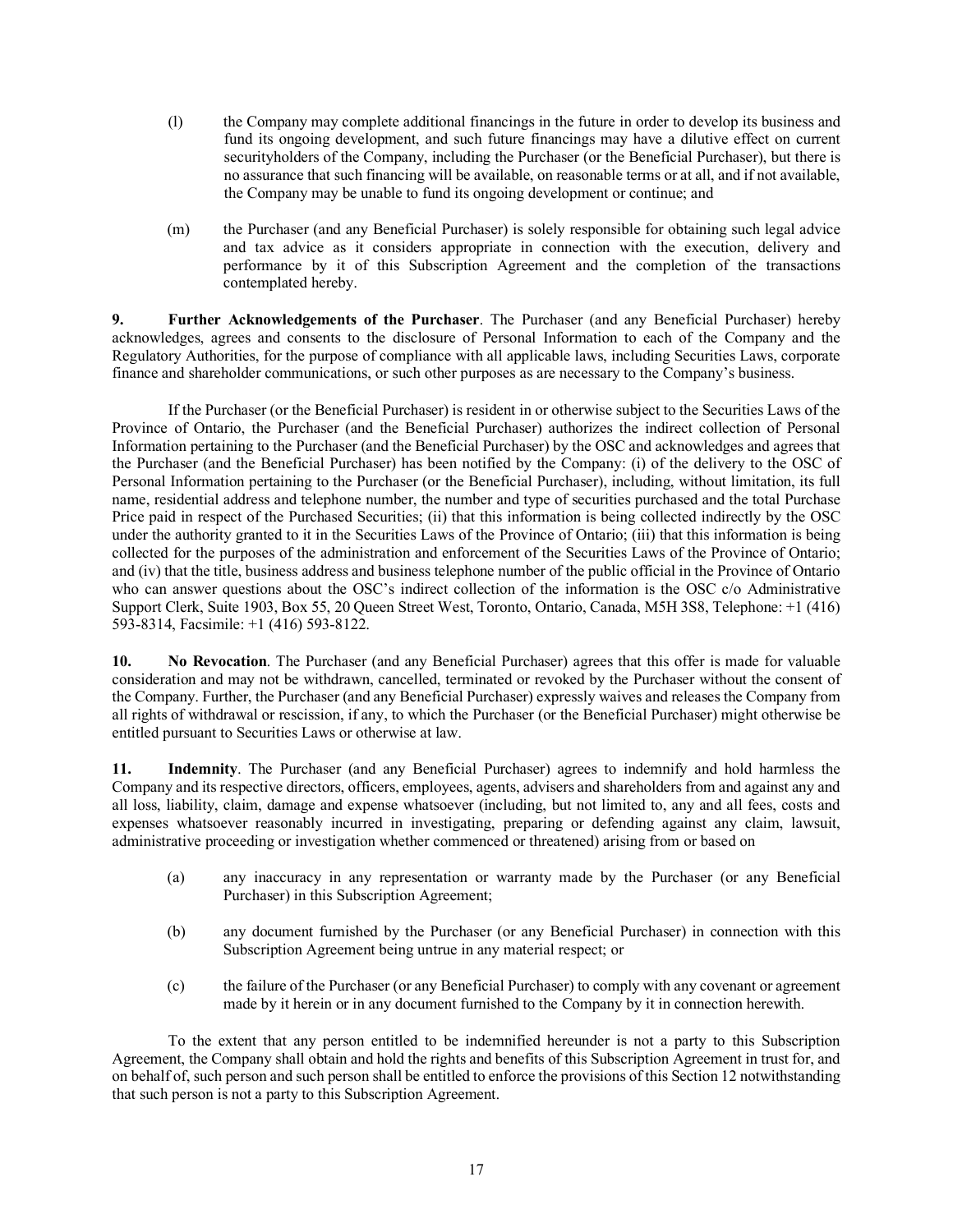(l) the Company may complete additional financings in the future in order to develop its business and fund its ongoing development, and such future financings may have a dilutive effect on current securityholders of the Company, including the Purchaser (or the Beneficial Purchaser), but there is no assurance that such financing will be available, on reasonable terms or at all, and if not available, the Company may be unable to fund its ongoing development or continue; and

(m) the Purchaser (and any Beneficial Purchaser) is solely responsible for obtaining such legal advice and tax advice as it considers appropriate in connection with the execution, delivery and performance by it of this Subscription Agreement and the completion of the transactions contemplated hereby.

**9. Further Acknowledgements of the Purchaser**. The Purchaser (and any Beneficial Purchaser) hereby acknowledges, agrees and consents to the disclosure of Personal Information to each of the Company and the Regulatory Authorities, for the purpose of compliance with all applicable laws, including Securities Laws, corporate finance and shareholder communications, or such other purposes as are necessary to the Company's business.

If the Purchaser (or the Beneficial Purchaser) is resident in or otherwise subject to the Securities Laws of the Province of Ontario, the Purchaser (and the Beneficial Purchaser) authorizes the indirect collection of Personal Information pertaining to the Purchaser (and the Beneficial Purchaser) by the OSC and acknowledges and agrees that the Purchaser (and the Beneficial Purchaser) has been notified by the Company: (i) of the delivery to the OSC of Personal Information pertaining to the Purchaser (or the Beneficial Purchaser), including, without limitation, its full name, residential address and telephone number, the number and type of securities purchased and the total Purchase Price paid in respect of the Purchased Securities; (ii) that this information is being collected indirectly by the OSC under the authority granted to it in the Securities Laws of the Province of Ontario; (iii) that this information is being collected for the purposes of the administration and enforcement of the Securities Laws of the Province of Ontario; and (iv) that the title, business address and business telephone number of the public official in the Province of Ontario who can answer questions about the OSC's indirect collection of the information is the OSC c/o Administrative Support Clerk, Suite 1903, Box 55, 20 Queen Street West, Toronto, Ontario, Canada, M5H 3S8, Telephone: +1 (416) 593-8314, Facsimile: +1 (416) 593-8122.

**10. No Revocation**. The Purchaser (and any Beneficial Purchaser) agrees that this offer is made for valuable consideration and may not be withdrawn, cancelled, terminated or revoked by the Purchaser without the consent of the Company. Further, the Purchaser (and any Beneficial Purchaser) expressly waives and releases the Company from all rights of withdrawal or rescission, if any, to which the Purchaser (or the Beneficial Purchaser) might otherwise be entitled pursuant to Securities Laws or otherwise at law.

**11. Indemnity**. The Purchaser (and any Beneficial Purchaser) agrees to indemnify and hold harmless the Company and its respective directors, officers, employees, agents, advisers and shareholders from and against any and all loss, liability, claim, damage and expense whatsoever (including, but not limited to, any and all fees, costs and expenses whatsoever reasonably incurred in investigating, preparing or defending against any claim, lawsuit, administrative proceeding or investigation whether commenced or threatened) arising from or based on

(a) any inaccuracy in any representation or warranty made by the Purchaser (or any Beneficial Purchaser) in this Subscription Agreement;

(b) any document furnished by the Purchaser (or any Beneficial Purchaser) in connection with this Subscription Agreement being untrue in any material respect; or

(c) the failure of the Purchaser (or any Beneficial Purchaser) to comply with any covenant or agreement made by it herein or in any document furnished to the Company by it in connection herewith.

To the extent that any person entitled to be indemnified hereunder is not a party to this Subscription Agreement, the Company shall obtain and hold the rights and benefits of this Subscription Agreement in trust for, and on behalf of, such person and such person shall be entitled to enforce the provisions of this Section 12 notwithstanding that such person is not a party to this Subscription Agreement.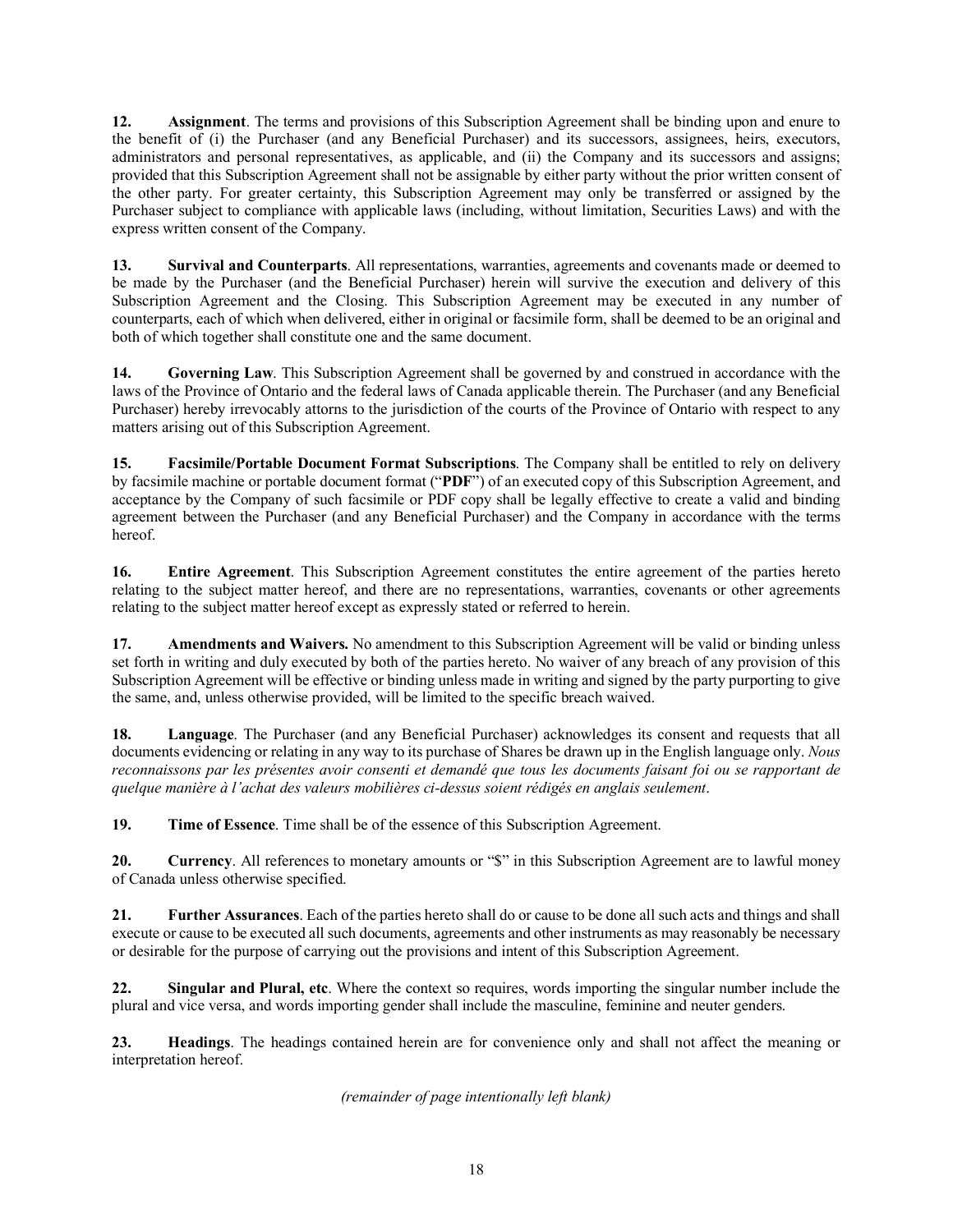**12. Assignment**. The terms and provisions of this Subscription Agreement shall be binding upon and enure to the benefit of (i) the Purchaser (and any Beneficial Purchaser) and its successors, assignees, heirs, executors, administrators and personal representatives, as applicable, and (ii) the Company and its successors and assigns; provided that this Subscription Agreement shall not be assignable by either party without the prior written consent of the other party. For greater certainty, this Subscription Agreement may only be transferred or assigned by the Purchaser subject to compliance with applicable laws (including, without limitation, Securities Laws) and with the express written consent of the Company.

**13. Survival and Counterparts**. All representations, warranties, agreements and covenants made or deemed to be made by the Purchaser (and the Beneficial Purchaser) herein will survive the execution and delivery of this Subscription Agreement and the Closing. This Subscription Agreement may be executed in any number of counterparts, each of which when delivered, either in original or facsimile form, shall be deemed to be an original and both of which together shall constitute one and the same document.

**14. Governing Law**. This Subscription Agreement shall be governed by and construed in accordance with the laws of the Province of Ontario and the federal laws of Canada applicable therein. The Purchaser (and any Beneficial Purchaser) hereby irrevocably attorns to the jurisdiction of the courts of the Province of Ontario with respect to any matters arising out of this Subscription Agreement.

**15. Facsimile/Portable Document Format Subscriptions**. The Company shall be entitled to rely on delivery by facsimile machine or portable document format ("**PDF**") of an executed copy of this Subscription Agreement, and acceptance by the Company of such facsimile or PDF copy shall be legally effective to create a valid and binding agreement between the Purchaser (and any Beneficial Purchaser) and the Company in accordance with the terms hereof.

**16. Entire Agreement**. This Subscription Agreement constitutes the entire agreement of the parties hereto relating to the subject matter hereof, and there are no representations, warranties, covenants or other agreements relating to the subject matter hereof except as expressly stated or referred to herein.

**17. Amendments and Waivers.** No amendment to this Subscription Agreement will be valid or binding unless set forth in writing and duly executed by both of the parties hereto. No waiver of any breach of any provision of this Subscription Agreement will be effective or binding unless made in writing and signed by the party purporting to give the same, and, unless otherwise provided, will be limited to the specific breach waived.

**18. Language**. The Purchaser (and any Beneficial Purchaser) acknowledges its consent and requests that all documents evidencing or relating in any way to its purchase of Shares be drawn up in the English language only. *Nous reconnaissons par les présentes avoir consenti et demandé que tous les documents faisant foi ou se rapportant de quelque manière à l'achat des valeurs mobilières ci-dessus soient rédigés en anglais seulement*.

**19. Time of Essence**. Time shall be of the essence of this Subscription Agreement.

**20. Currency**. All references to monetary amounts or "$" in this Subscription Agreement are to lawful money of Canada unless otherwise specified.

**21. Further Assurances**. Each of the parties hereto shall do or cause to be done all such acts and things and shall execute or cause to be executed all such documents, agreements and other instruments as may reasonably be necessary or desirable for the purpose of carrying out the provisions and intent of this Subscription Agreement.

**22. Singular and Plural, etc**. Where the context so requires, words importing the singular number include the plural and vice versa, and words importing gender shall include the masculine, feminine and neuter genders.

**23. Headings**. The headings contained herein are for convenience only and shall not affect the meaning or interpretation hereof.

*(remainder of page intentionally left blank)*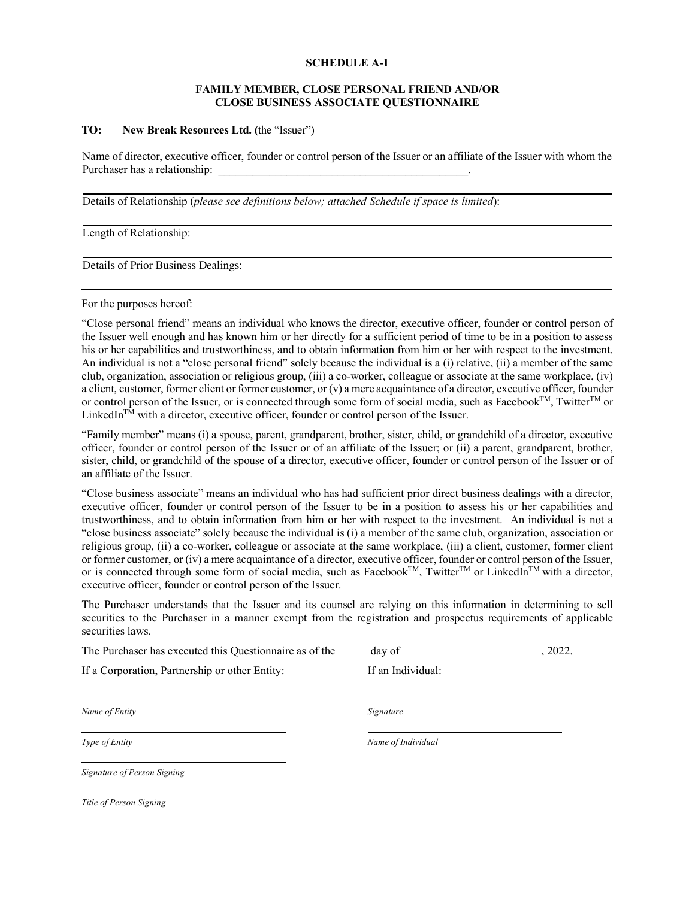**SCHEDULE A-1**

**FAMILY MEMBER, CLOSE PERSONAL FRIEND AND/OR CLOSE BUSINESS ASSOCIATE QUESTIONNAIRE**

**TO: New Break Resources Ltd. (**the "Issuer")

Name of director, executive officer, founder or control person of the Issuer or an affiliate of the Issuer with whom the Purchaser has a relationship: \_\_\_\_\_\_\_\_\_\_\_\_\_\_\_\_\_\_\_\_\_\_\_\_\_\_\_\_\_\_\_\_\_\_\_\_\_\_\_\_\_\_\_\_.

Details of Relationship (*please see definitions below; attached Schedule if space is limited*):

Length of Relationship:

Details of Prior Business Dealings:

For the purposes hereof:

"Close personal friend" means an individual who knows the director, executive officer, founder or control person of the Issuer well enough and has known him or her directly for a sufficient period of time to be in a position to assess his or her capabilities and trustworthiness, and to obtain information from him or her with respect to the investment. An individual is not a "close personal friend" solely because the individual is a (i) relative, (ii) a member of the same club, organization, association or religious group, (iii) a co-worker, colleague or associate at the same workplace, (iv) a client, customer, former client or former customer, or (v) a mere acquaintance of a director, executive officer, founder or control person of the Issuer, or is connected through some form of social media, such as Facebook™, Twitter™ or LinkedIn™ with a director, executive officer, founder or control person of the Issuer.

"Family member" means (i) a spouse, parent, grandparent, brother, sister, child, or grandchild of a director, executive officer, founder or control person of the Issuer or of an affiliate of the Issuer; or (ii) a parent, grandparent, brother, sister, child, or grandchild of the spouse of a director, executive officer, founder or control person of the Issuer or of an affiliate of the Issuer.

"Close business associate" means an individual who has had sufficient prior direct business dealings with a director, executive officer, founder or control person of the Issuer to be in a position to assess his or her capabilities and trustworthiness, and to obtain information from him or her with respect to the investment. An individual is not a "close business associate" solely because the individual is (i) a member of the same club, organization, association or religious group, (ii) a co-worker, colleague or associate at the same workplace, (iii) a client, customer, former client or former customer, or (iv) a mere acquaintance of a director, executive officer, founder or control person of the Issuer, or is connected through some form of social media, such as Facebook™, Twitter™ or LinkedIn™ with a director, executive officer, founder or control person of the Issuer.

The Purchaser understands that the Issuer and its counsel are relying on this information in determining to sell securities to the Purchaser in a manner exempt from the registration and prospectus requirements of applicable securities laws.

The Purchaser has executed this Questionnaire as of the \_\_\_\_\_ day of \_\_\_\_\_\_\_\_\_\_\_\_\_\_\_\_\_\_\_\_\_\_\_\_\_, 2022.

If a Corporation, Partnership or other Entity:

\_\_\_\_\_\_\_\_\_\_\_\_\_\_\_\_\_\_\_\_\_\_\_\_\_\_\_\_\_\_\_\_\_\_\_\_
*Name of Entity*

\_\_\_\_\_\_\_\_\_\_\_\_\_\_\_\_\_\_\_\_\_\_\_\_\_\_\_\_\_\_\_\_\_\_\_\_
*Type of Entity*

\_\_\_\_\_\_\_\_\_\_\_\_\_\_\_\_\_\_\_\_\_\_\_\_\_\_\_\_\_\_\_\_\_\_\_\_
*Signature of Person Signing*

\_\_\_\_\_\_\_\_\_\_\_\_\_\_\_\_\_\_\_\_\_\_\_\_\_\_\_\_\_\_\_\_\_\_\_\_
*Title of Person Signing*

If an Individual:

\_\_\_\_\_\_\_\_\_\_\_\_\_\_\_\_\_\_\_\_\_\_\_\_\_\_\_\_\_\_\_\_\_\_\_\_
*Signature*

\_\_\_\_\_\_\_\_\_\_\_\_\_\_\_\_\_\_\_\_\_\_\_\_\_\_\_\_\_\_\_\_\_\_\_\_
*Name of Individual*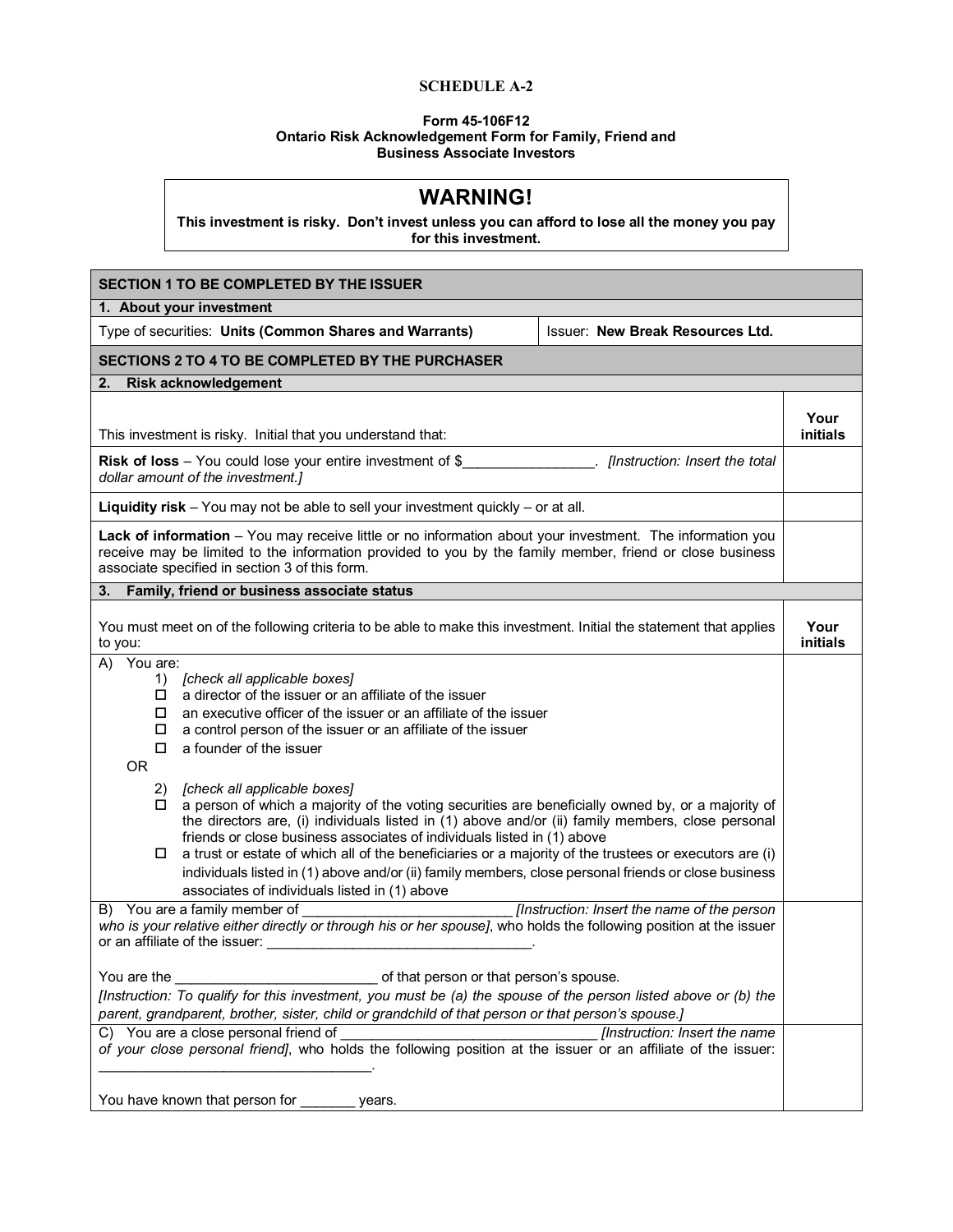**SCHEDULE A-2**

**Form 45-106F12**
**Ontario Risk Acknowledgement Form for Family, Friend and Business Associate Investors**

> # WARNING!
> **This investment is risky. Don't invest unless you can afford to lose all the money you pay for this investment.**

| **SECTION 1 TO BE COMPLETED BY THE ISSUER** | |
|---|---|
| **1. About your investment** | |
| Type of securities: **Units (Common Shares and Warrants)** | Issuer: **New Break Resources Ltd.** |

| **SECTIONS 2 TO 4 TO BE COMPLETED BY THE PURCHASER** | |
|---|---|
| **2. Risk acknowledgement** | |
| This investment is risky. Initial that you understand that: | **Your initials** |
| **Risk of loss** – You could lose your entire investment of $________________. *[Instruction: Insert the total dollar amount of the investment.]* | |
| **Liquidity risk** – You may not be able to sell your investment quickly – or at all. | |
| **Lack of information** – You may receive little or no information about your investment. The information you receive may be limited to the information provided to you by the family member, friend or close business associate specified in section 3 of this form. | |
| **3. Family, friend or business associate status** | |
| You must meet on of the following criteria to be able to make this investment. Initial the statement that applies to you: | **Your initials** |
| A) You are:<br>1) *[check all applicable boxes]*<br>☐ a director of the issuer or an affiliate of the issuer<br>☐ an executive officer of the issuer or an affiliate of the issuer<br>☐ a control person of the issuer or an affiliate of the issuer<br>☐ a founder of the issuer<br>OR<br>2) *[check all applicable boxes]*<br>☐ a person of which a majority of the voting securities are beneficially owned by, or a majority of the directors are, (i) individuals listed in (1) above and/or (ii) family members, close personal friends or close business associates of individuals listed in (1) above<br>☐ a trust or estate of which all of the beneficiaries or a majority of the trustees or executors are (i) individuals listed in (1) above and/or (ii) family members, close personal friends or close business associates of individuals listed in (1) above | |
| B) You are a family member of __________________________ *[Instruction: Insert the name of the person who is your relative either directly or through his or her spouse]*, who holds the following position at the issuer or an affiliate of the issuer: __________________________________.<br><br>You are the __________________________ of that person or that person's spouse.<br>*[Instruction: To qualify for this investment, you must be (a) the spouse of the person listed above or (b) the parent, grandparent, brother, sister, child or grandchild of that person or that person's spouse.]* | |
| C) You are a close personal friend of ________________________________ *[Instruction: Insert the name of your close personal friend]*, who holds the following position at the issuer or an affiliate of the issuer: __________________________________.<br><br>You have known that person for _______ years. | |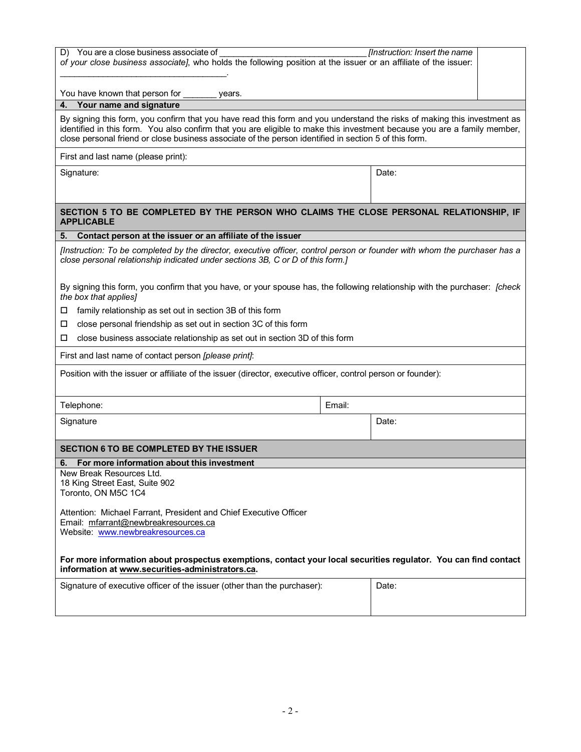D) You are a close business associate of ______________________________ *[Instruction: Insert the name of your close business associate]*, who holds the following position at the issuer or an affiliate of the issuer: ___________________________________.

You have known that person for _______ years.

**4. Your name and signature**

By signing this form, you confirm that you have read this form and you understand the risks of making this investment as identified in this form. You also confirm that you are eligible to make this investment because you are a family member, close personal friend or close business associate of the person identified in section 5 of this form.

| First and last name (please print): | |
|---|---|
| Signature: | Date: |

**SECTION 5 TO BE COMPLETED BY THE PERSON WHO CLAIMS THE CLOSE PERSONAL RELATIONSHIP, IF APPLICABLE**

**5. Contact person at the issuer or an affiliate of the issuer**

*[Instruction: To be completed by the director, executive officer, control person or founder with whom the purchaser has a close personal relationship indicated under sections 3B, C or D of this form.]*

By signing this form, you confirm that you have, or your spouse has, the following relationship with the purchaser: *[check the box that applies]*

- ☐ family relationship as set out in section 3B of this form
- ☐ close personal friendship as set out in section 3C of this form
- ☐ close business associate relationship as set out in section 3D of this form

| First and last name of contact person *[please print]*: | |
|---|---|
| Position with the issuer or affiliate of the issuer (director, executive officer, control person or founder): | |
| Telephone: | Email: |
| Signature | Date: |

**SECTION 6 TO BE COMPLETED BY THE ISSUER**

**6. For more information about this investment**

New Break Resources Ltd.
18 King Street East, Suite 902
Toronto, ON M5C 1C4

Attention: Michael Farrant, President and Chief Executive Officer
Email: mfarrant@newbreakresources.ca
Website: www.newbreakresources.ca

**For more information about prospectus exemptions, contact your local securities regulator. You can find contact information at www.securities-administrators.ca.**

| Signature of executive officer of the issuer (other than the purchaser): | Date: |
|---|---|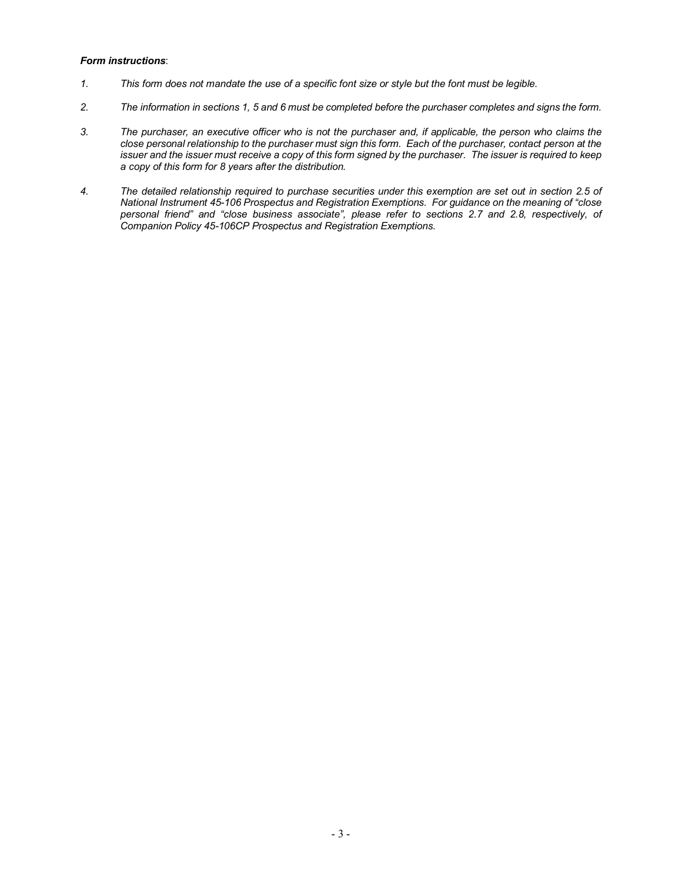***Form instructions***:

1. *This form does not mandate the use of a specific font size or style but the font must be legible.*

2. *The information in sections 1, 5 and 6 must be completed before the purchaser completes and signs the form.*

3. *The purchaser, an executive officer who is not the purchaser and, if applicable, the person who claims the close personal relationship to the purchaser must sign this form. Each of the purchaser, contact person at the issuer and the issuer must receive a copy of this form signed by the purchaser. The issuer is required to keep a copy of this form for 8 years after the distribution.*

4. *The detailed relationship required to purchase securities under this exemption are set out in section 2.5 of National Instrument 45-106 Prospectus and Registration Exemptions. For guidance on the meaning of "close personal friend" and "close business associate", please refer to sections 2.7 and 2.8, respectively, of Companion Policy 45-106CP Prospectus and Registration Exemptions.*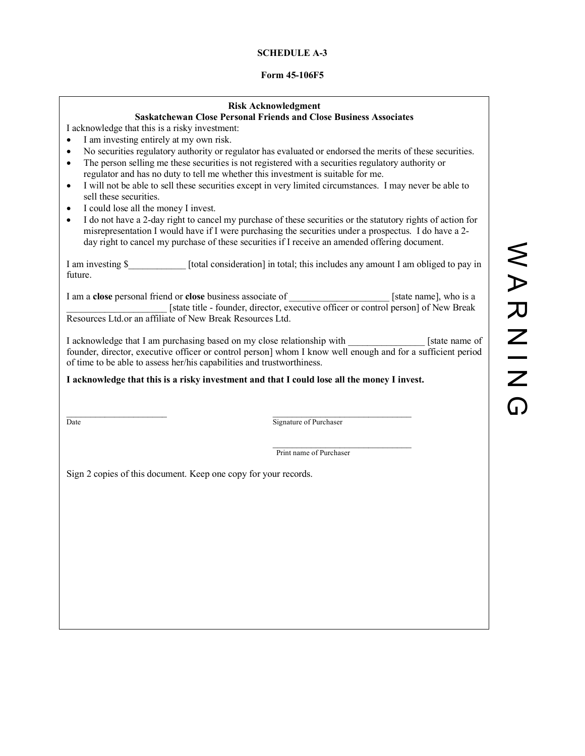**SCHEDULE A-3**

**Form 45-106F5**

**Risk Acknowledgment**
**Saskatchewan Close Personal Friends and Close Business Associates**

I acknowledge that this is a risky investment:

- I am investing entirely at my own risk.
- No securities regulatory authority or regulator has evaluated or endorsed the merits of these securities.
- The person selling me these securities is not registered with a securities regulatory authority or regulator and has no duty to tell me whether this investment is suitable for me.
- I will not be able to sell these securities except in very limited circumstances. I may never be able to sell these securities.
- I could lose all the money I invest.
- I do not have a 2-day right to cancel my purchase of these securities or the statutory rights of action for misrepresentation I would have if I were purchasing the securities under a prospectus. I do have a 2-day right to cancel my purchase of these securities if I receive an amended offering document.

I am investing $____________ [total consideration] in total; this includes any amount I am obliged to pay in future.

I am a **close** personal friend or **close** business associate of _____________________ [state name], who is a _____________________ [state title - founder, director, executive officer or control person] of New Break Resources Ltd.or an affiliate of New Break Resources Ltd.

I acknowledge that I am purchasing based on my close relationship with ________________ [state name of founder, director, executive officer or control person] whom I know well enough and for a sufficient period of time to be able to assess her/his capabilities and trustworthiness.

**I acknowledge that this is a risky investment and that I could lose all the money I invest.**

________________________
Date

__________________________________
Signature of Purchaser

__________________________________
Print name of Purchaser

Sign 2 copies of this document. Keep one copy for your records.

WARNING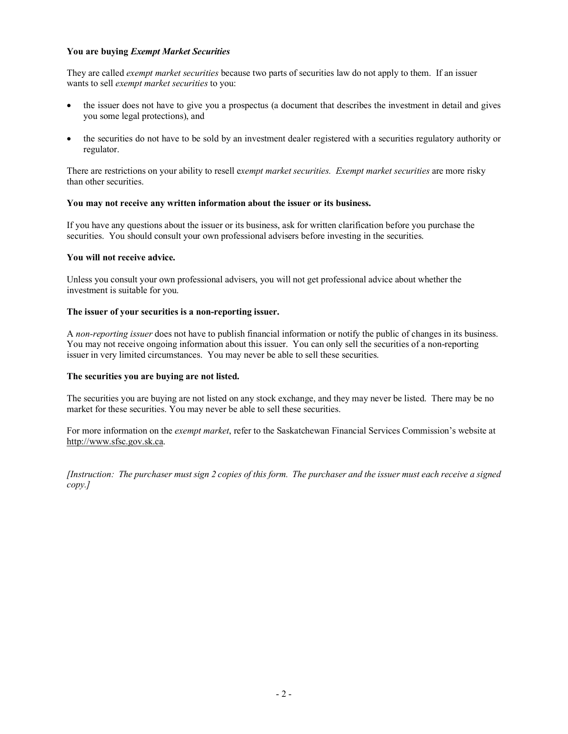**You are buying *Exempt Market Securities***

They are called *exempt market securities* because two parts of securities law do not apply to them. If an issuer wants to sell *exempt market securities* to you:

- the issuer does not have to give you a prospectus (a document that describes the investment in detail and gives you some legal protections), and
- the securities do not have to be sold by an investment dealer registered with a securities regulatory authority or regulator.

There are restrictions on your ability to resell e*xempt market securities. Exempt market securities* are more risky than other securities.

**You may not receive any written information about the issuer or its business.**

If you have any questions about the issuer or its business, ask for written clarification before you purchase the securities. You should consult your own professional advisers before investing in the securities.

**You will not receive advice.**

Unless you consult your own professional advisers, you will not get professional advice about whether the investment is suitable for you.

**The issuer of your securities is a non-reporting issuer.**

A *non-reporting issuer* does not have to publish financial information or notify the public of changes in its business. You may not receive ongoing information about this issuer. You can only sell the securities of a non-reporting issuer in very limited circumstances. You may never be able to sell these securities.

**The securities you are buying are not listed.**

The securities you are buying are not listed on any stock exchange, and they may never be listed. There may be no market for these securities. You may never be able to sell these securities.

For more information on the *exempt market*, refer to the Saskatchewan Financial Services Commission's website at http://www.sfsc.gov.sk.ca.

*[Instruction: The purchaser must sign 2 copies of this form. The purchaser and the issuer must each receive a signed copy.]*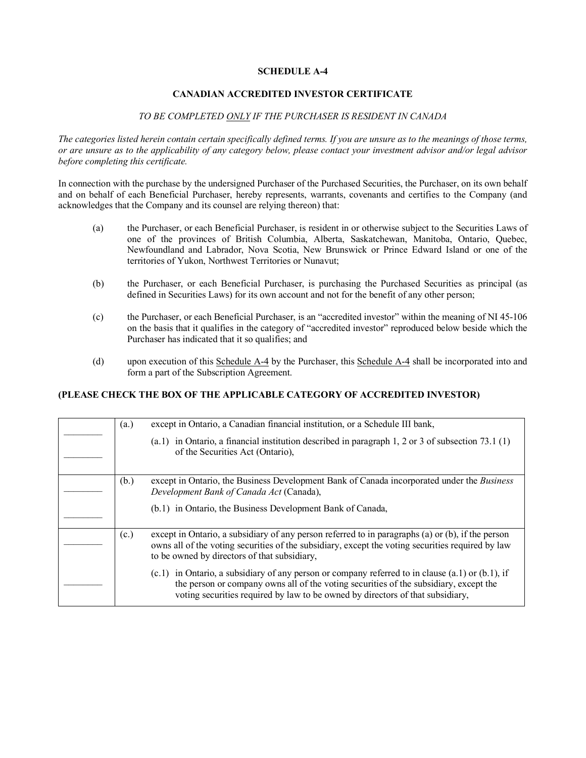**SCHEDULE A-4**

**CANADIAN ACCREDITED INVESTOR CERTIFICATE**

*TO BE COMPLETED ONLY IF THE PURCHASER IS RESIDENT IN CANADA*

*The categories listed herein contain certain specifically defined terms. If you are unsure as to the meanings of those terms, or are unsure as to the applicability of any category below, please contact your investment advisor and/or legal advisor before completing this certificate.*

In connection with the purchase by the undersigned Purchaser of the Purchased Securities, the Purchaser, on its own behalf and on behalf of each Beneficial Purchaser, hereby represents, warrants, covenants and certifies to the Company (and acknowledges that the Company and its counsel are relying thereon) that:

(a) the Purchaser, or each Beneficial Purchaser, is resident in or otherwise subject to the Securities Laws of one of the provinces of British Columbia, Alberta, Saskatchewan, Manitoba, Ontario, Quebec, Newfoundland and Labrador, Nova Scotia, New Brunswick or Prince Edward Island or one of the territories of Yukon, Northwest Territories or Nunavut;

(b) the Purchaser, or each Beneficial Purchaser, is purchasing the Purchased Securities as principal (as defined in Securities Laws) for its own account and not for the benefit of any other person;

(c) the Purchaser, or each Beneficial Purchaser, is an "accredited investor" within the meaning of NI 45-106 on the basis that it qualifies in the category of "accredited investor" reproduced below beside which the Purchaser has indicated that it so qualifies; and

(d) upon execution of this Schedule A-4 by the Purchaser, this Schedule A-4 shall be incorporated into and form a part of the Subscription Agreement.

**(PLEASE CHECK THE BOX OF THE APPLICABLE CATEGORY OF ACCREDITED INVESTOR)**

| | |
|---|---|
| ________ | (a.) except in Ontario, a Canadian financial institution, or a Schedule III bank, |
| ________ | (a.1) in Ontario, a financial institution described in paragraph 1, 2 or 3 of subsection 73.1 (1) of the Securities Act (Ontario), |
| ________ | (b.) except in Ontario, the Business Development Bank of Canada incorporated under the *Business Development Bank of Canada Act* (Canada), |
| ________ | (b.1) in Ontario, the Business Development Bank of Canada, |
| ________ | (c.) except in Ontario, a subsidiary of any person referred to in paragraphs (a) or (b), if the person owns all of the voting securities of the subsidiary, except the voting securities required by law to be owned by directors of that subsidiary, |
| ________ | (c.1) in Ontario, a subsidiary of any person or company referred to in clause (a.1) or (b.1), if the person or company owns all of the voting securities of the subsidiary, except the voting securities required by law to be owned by directors of that subsidiary, |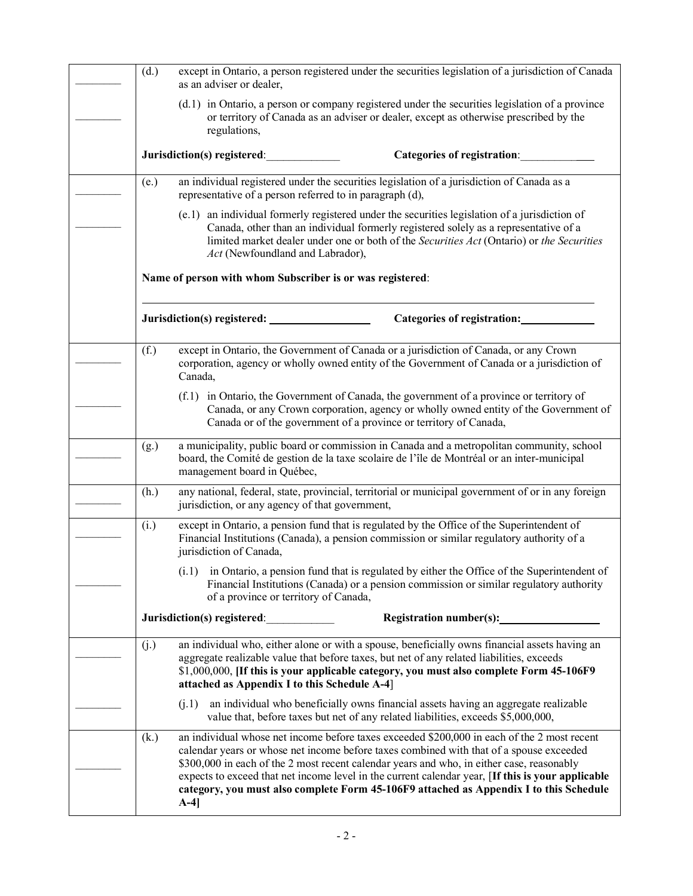| | |
|---|---|
| ________ | (d.) except in Ontario, a person registered under the securities legislation of a jurisdiction of Canada as an adviser or dealer, |
| ________ | (d.1) in Ontario, a person or company registered under the securities legislation of a province or territory of Canada as an adviser or dealer, except as otherwise prescribed by the regulations, |
| | **Jurisdiction(s) registered**:_____________ **Categories of registration**:_____________ |
| ________ | (e.) an individual registered under the securities legislation of a jurisdiction of Canada as a representative of a person referred to in paragraph (d), |
| ________ | (e.1) an individual formerly registered under the securities legislation of a jurisdiction of Canada, other than an individual formerly registered solely as a representative of a limited market dealer under one or both of the *Securities Act* (Ontario) or *the Securities Act* (Newfoundland and Labrador), |
| | **Name of person with whom Subscriber is or was registered**: ______________________________ |
| | **Jurisdiction(s) registered:** _____________ **Categories of registration:**_____________ |
| ________ | (f.) except in Ontario, the Government of Canada or a jurisdiction of Canada, or any Crown corporation, agency or wholly owned entity of the Government of Canada or a jurisdiction of Canada, |
| ________ | (f.1) in Ontario, the Government of Canada, the government of a province or territory of Canada, or any Crown corporation, agency or wholly owned entity of the Government of Canada or of the government of a province or territory of Canada, |
| ________ | (g.) a municipality, public board or commission in Canada and a metropolitan community, school board, the Comité de gestion de la taxe scolaire de l'île de Montréal or an inter-municipal management board in Québec, |
| ________ | (h.) any national, federal, state, provincial, territorial or municipal government of or in any foreign jurisdiction, or any agency of that government, |
| ________ | (i.) except in Ontario, a pension fund that is regulated by the Office of the Superintendent of Financial Institutions (Canada), a pension commission or similar regulatory authority of a jurisdiction of Canada, |
| ________ | (i.1) in Ontario, a pension fund that is regulated by either the Office of the Superintendent of Financial Institutions (Canada) or a pension commission or similar regulatory authority of a province or territory of Canada, |
| | **Jurisdiction(s) registered**:____________ **Registration number(s):**_____________ |
| ________ | (j.) an individual who, either alone or with a spouse, beneficially owns financial assets having an aggregate realizable value that before taxes, but net of any related liabilities, exceeds $1,000,000, **[If this is your applicable category, you must also complete Form 45-106F9 attached as Appendix I to this Schedule A-4**] |
| ________ | (j.1) an individual who beneficially owns financial assets having an aggregate realizable value that, before taxes but net of any related liabilities, exceeds $5,000,000, |
| ________ | (k.) an individual whose net income before taxes exceeded $200,000 in each of the 2 most recent calendar years or whose net income before taxes combined with that of a spouse exceeded $300,000 in each of the 2 most recent calendar years and who, in either case, reasonably expects to exceed that net income level in the current calendar year, [**If this is your applicable category, you must also complete Form 45-106F9 attached as Appendix I to this Schedule A-4]** |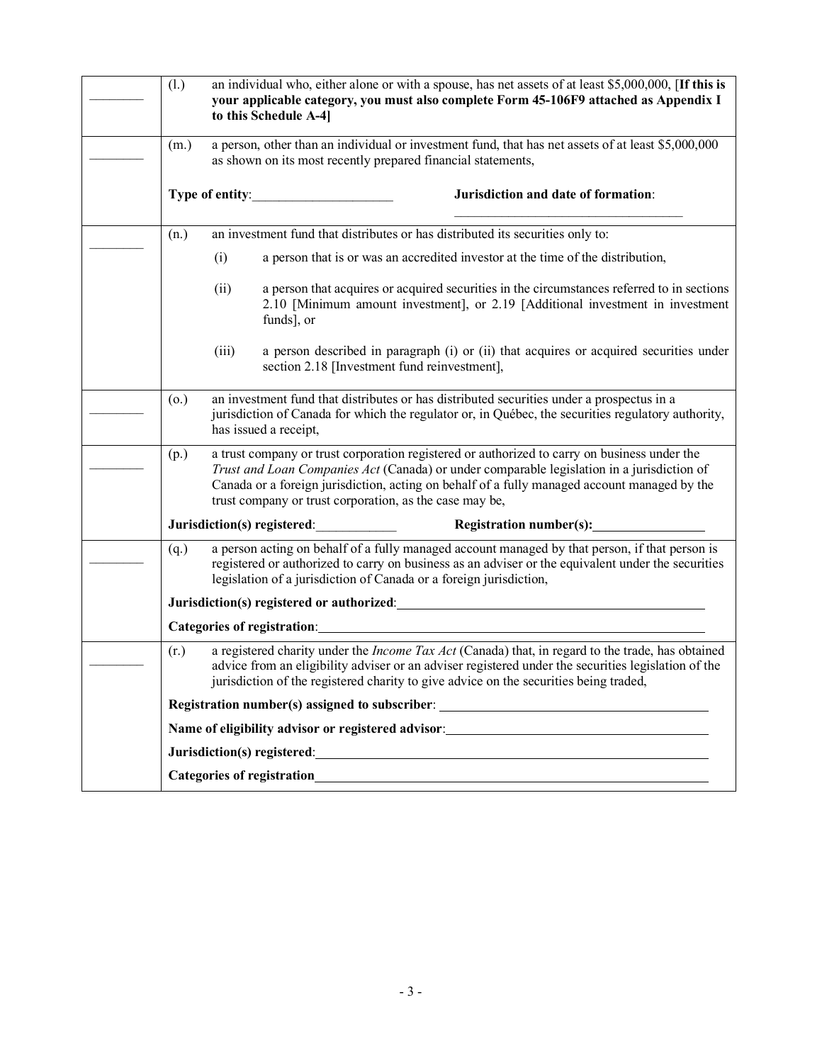| | |
|---|---|
| ________ | (l.) an individual who, either alone or with a spouse, has net assets of at least $5,000,000, [**If this is your applicable category, you must also complete Form 45-106F9 attached as Appendix I to this Schedule A-4]** |
| ________ | (m.) a person, other than an individual or investment fund, that has net assets of at least $5,000,000 as shown on its most recently prepared financial statements,<br><br>**Type of entity**:____________________ **Jurisdiction and date of formation**: ______________________________ |
| ________ | (n.) an investment fund that distributes or has distributed its securities only to:<br>(i) a person that is or was an accredited investor at the time of the distribution,<br>(ii) a person that acquires or acquired securities in the circumstances referred to in sections 2.10 [Minimum amount investment], or 2.19 [Additional investment in investment funds], or<br>(iii) a person described in paragraph (i) or (ii) that acquires or acquired securities under section 2.18 [Investment fund reinvestment], |
| ________ | (o.) an investment fund that distributes or has distributed securities under a prospectus in a jurisdiction of Canada for which the regulator or, in Québec, the securities regulatory authority, has issued a receipt, |
| ________ | (p.) a trust company or trust corporation registered or authorized to carry on business under the *Trust and Loan Companies Act* (Canada) or under comparable legislation in a jurisdiction of Canada or a foreign jurisdiction, acting on behalf of a fully managed account managed by the trust company or trust corporation, as the case may be,<br><br>**Jurisdiction(s) registered**:____________ **Registration number(s)**:________________ |
| ________ | (q.) a person acting on behalf of a fully managed account managed by that person, if that person is registered or authorized to carry on business as an adviser or the equivalent under the securities legislation of a jurisdiction of Canada or a foreign jurisdiction,<br><br>**Jurisdiction(s) registered or authorized**:________________________________<br><br>**Categories of registration**:________________________________ |
| ________ | (r.) a registered charity under the *Income Tax Act* (Canada) that, in regard to the trade, has obtained advice from an eligibility adviser or an adviser registered under the securities legislation of the jurisdiction of the registered charity to give advice on the securities being traded,<br><br>**Registration number(s) assigned to subscriber**: ________________________________<br><br>**Name of eligibility advisor or registered advisor**:________________________________<br><br>**Jurisdiction(s) registered**:________________________________<br><br>**Categories of registration**________________________________ |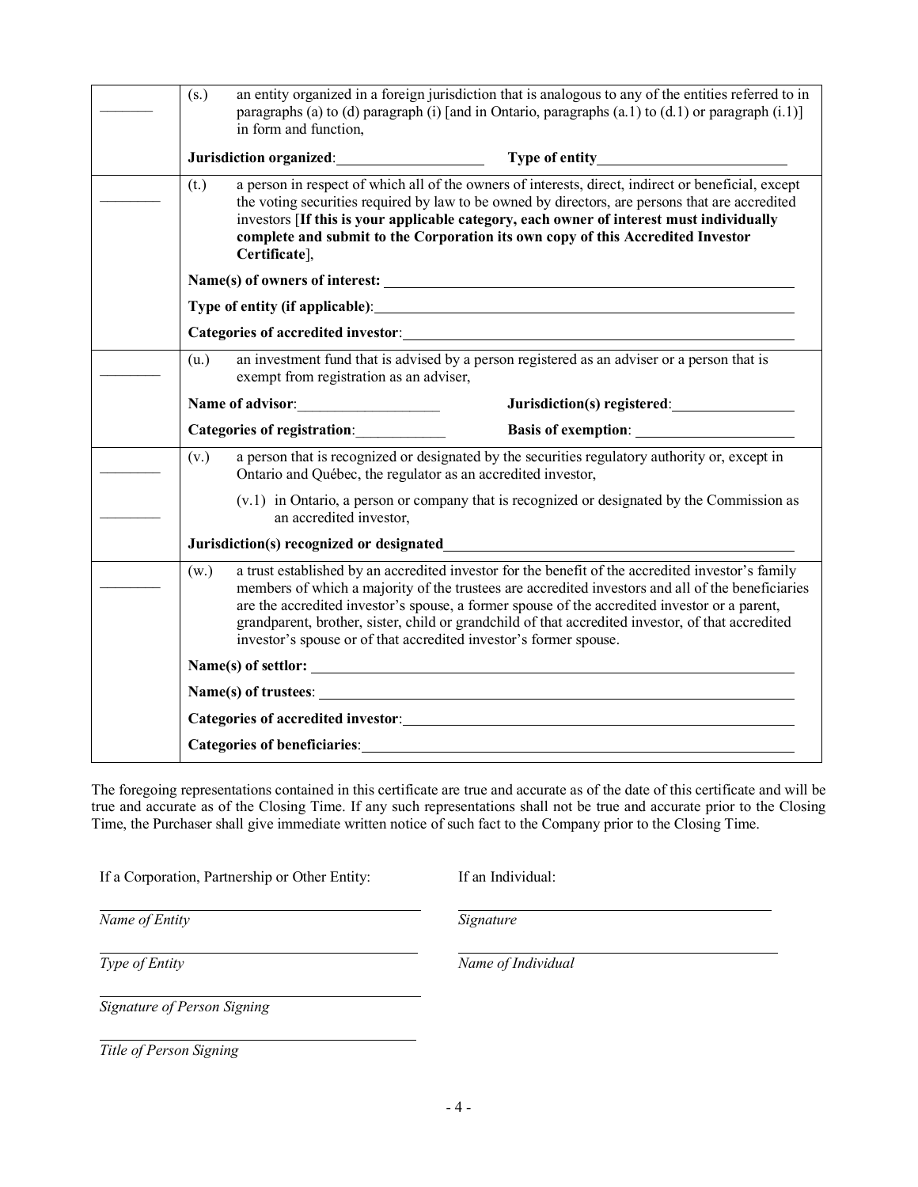| | |
|---|---|
| ________ | (s.) an entity organized in a foreign jurisdiction that is analogous to any of the entities referred to in paragraphs (a) to (d) paragraph (i) [and in Ontario, paragraphs (a.1) to (d.1) or paragraph (i.1)] in form and function,<br><br>**Jurisdiction organized**:____________________ **Type of entity**__________________________ |
| ________ | (t.) a person in respect of which all of the owners of interests, direct, indirect or beneficial, except the voting securities required by law to be owned by directors, are persons that are accredited investors [**If this is your applicable category, each owner of interest must individually complete and submit to the Corporation its own copy of this Accredited Investor Certificate**],<br><br>**Name(s) of owners of interest:** ____________________<br><br>**Type of entity (if applicable)**:____________________<br><br>**Categories of accredited investor**:____________________ |
| ________ | (u.) an investment fund that is advised by a person registered as an adviser or a person that is exempt from registration as an adviser,<br><br>**Name of advisor**:____________________ **Jurisdiction(s) registered**:________________<br><br>**Categories of registration**:____________ **Basis of exemption**: ____________________ |
| ________ | (v.) a person that is recognized or designated by the securities regulatory authority or, except in Ontario and Québec, the regulator as an accredited investor, |
| ________ | (v.1) in Ontario, a person or company that is recognized or designated by the Commission as an accredited investor,<br><br>**Jurisdiction(s) recognized or designated**____________________ |
| ________ | (w.) a trust established by an accredited investor for the benefit of the accredited investor's family members of which a majority of the trustees are accredited investors and all of the beneficiaries are the accredited investor's spouse, a former spouse of the accredited investor or a parent, grandparent, brother, sister, child or grandchild of that accredited investor, of that accredited investor's spouse or of that accredited investor's former spouse.<br><br>**Name(s) of settlor:** ____________________<br><br>**Name(s) of trustees**: ____________________<br><br>**Categories of accredited investor**:____________________<br><br>**Categories of beneficiaries**:____________________ |

The foregoing representations contained in this certificate are true and accurate as of the date of this certificate and will be true and accurate as of the Closing Time. If any such representations shall not be true and accurate prior to the Closing Time, the Purchaser shall give immediate written notice of such fact to the Company prior to the Closing Time.

If a Corporation, Partnership or Other Entity:

____________________________________

*Name of Entity*

____________________________________

*Type of Entity*

____________________________________

*Signature of Person Signing*

____________________________________

*Title of Person Signing*

If an Individual:

____________________________________

*Signature*

____________________________________

*Name of Individual*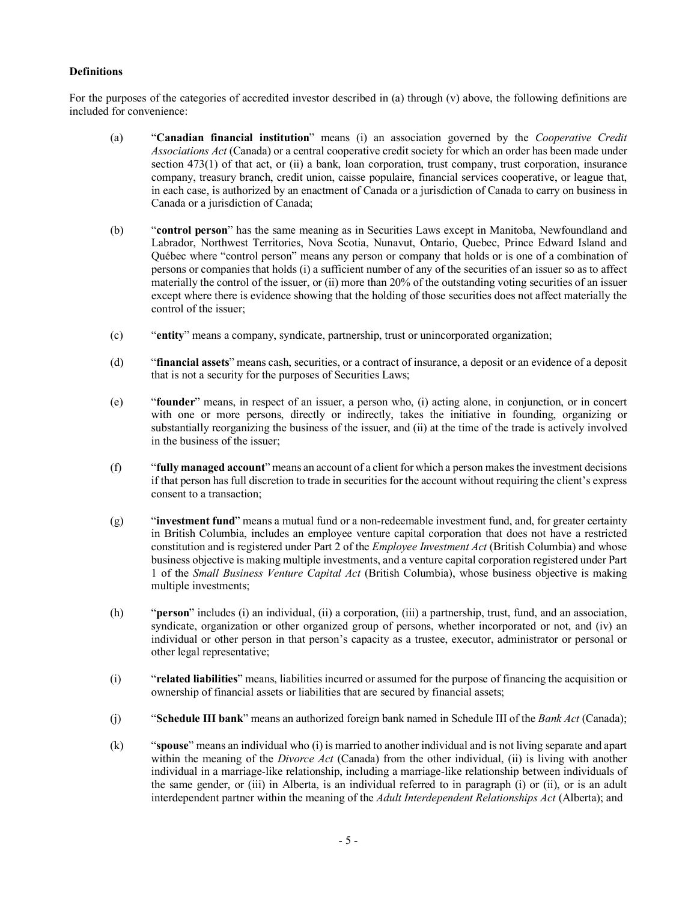**Definitions**

For the purposes of the categories of accredited investor described in (a) through (v) above, the following definitions are included for convenience:

(a) "**Canadian financial institution**" means (i) an association governed by the *Cooperative Credit Associations Act* (Canada) or a central cooperative credit society for which an order has been made under section 473(1) of that act, or (ii) a bank, loan corporation, trust company, trust corporation, insurance company, treasury branch, credit union, caisse populaire, financial services cooperative, or league that, in each case, is authorized by an enactment of Canada or a jurisdiction of Canada to carry on business in Canada or a jurisdiction of Canada;

(b) "**control person**" has the same meaning as in Securities Laws except in Manitoba, Newfoundland and Labrador, Northwest Territories, Nova Scotia, Nunavut, Ontario, Quebec, Prince Edward Island and Québec where "control person" means any person or company that holds or is one of a combination of persons or companies that holds (i) a sufficient number of any of the securities of an issuer so as to affect materially the control of the issuer, or (ii) more than 20% of the outstanding voting securities of an issuer except where there is evidence showing that the holding of those securities does not affect materially the control of the issuer;

(c) "**entity**" means a company, syndicate, partnership, trust or unincorporated organization;

(d) "**financial assets**" means cash, securities, or a contract of insurance, a deposit or an evidence of a deposit that is not a security for the purposes of Securities Laws;

(e) "**founder**" means, in respect of an issuer, a person who, (i) acting alone, in conjunction, or in concert with one or more persons, directly or indirectly, takes the initiative in founding, organizing or substantially reorganizing the business of the issuer, and (ii) at the time of the trade is actively involved in the business of the issuer;

(f) "**fully managed account**" means an account of a client for which a person makes the investment decisions if that person has full discretion to trade in securities for the account without requiring the client's express consent to a transaction;

(g) "**investment fund**" means a mutual fund or a non-redeemable investment fund, and, for greater certainty in British Columbia, includes an employee venture capital corporation that does not have a restricted constitution and is registered under Part 2 of the *Employee Investment Act* (British Columbia) and whose business objective is making multiple investments, and a venture capital corporation registered under Part 1 of the *Small Business Venture Capital Act* (British Columbia), whose business objective is making multiple investments;

(h) "**person**" includes (i) an individual, (ii) a corporation, (iii) a partnership, trust, fund, and an association, syndicate, organization or other organized group of persons, whether incorporated or not, and (iv) an individual or other person in that person's capacity as a trustee, executor, administrator or personal or other legal representative;

(i) "**related liabilities**" means, liabilities incurred or assumed for the purpose of financing the acquisition or ownership of financial assets or liabilities that are secured by financial assets;

(j) "**Schedule III bank**" means an authorized foreign bank named in Schedule III of the *Bank Act* (Canada);

(k) "**spouse**" means an individual who (i) is married to another individual and is not living separate and apart within the meaning of the *Divorce Act* (Canada) from the other individual, (ii) is living with another individual in a marriage-like relationship, including a marriage-like relationship between individuals of the same gender, or (iii) in Alberta, is an individual referred to in paragraph (i) or (ii), or is an adult interdependent partner within the meaning of the *Adult Interdependent Relationships Act* (Alberta); and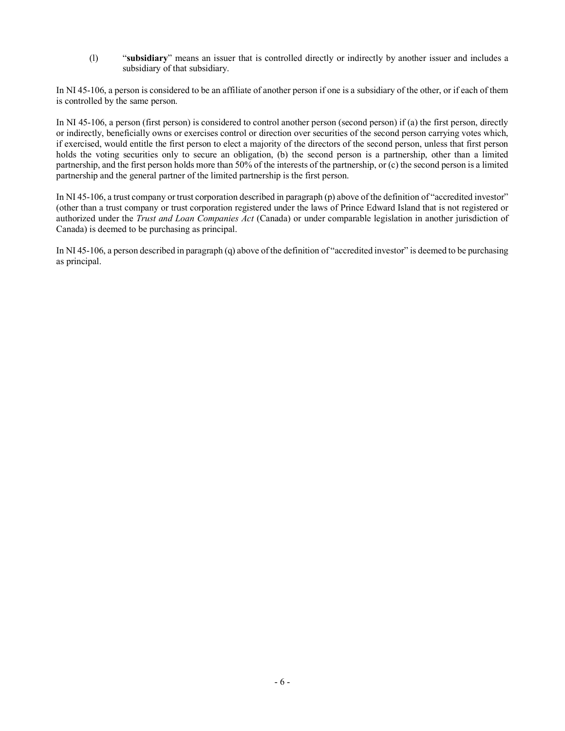(l) "**subsidiary**" means an issuer that is controlled directly or indirectly by another issuer and includes a subsidiary of that subsidiary.

In NI 45-106, a person is considered to be an affiliate of another person if one is a subsidiary of the other, or if each of them is controlled by the same person.

In NI 45-106, a person (first person) is considered to control another person (second person) if (a) the first person, directly or indirectly, beneficially owns or exercises control or direction over securities of the second person carrying votes which, if exercised, would entitle the first person to elect a majority of the directors of the second person, unless that first person holds the voting securities only to secure an obligation, (b) the second person is a partnership, other than a limited partnership, and the first person holds more than 50% of the interests of the partnership, or (c) the second person is a limited partnership and the general partner of the limited partnership is the first person.

In NI 45-106, a trust company or trust corporation described in paragraph (p) above of the definition of "accredited investor" (other than a trust company or trust corporation registered under the laws of Prince Edward Island that is not registered or authorized under the *Trust and Loan Companies Act* (Canada) or under comparable legislation in another jurisdiction of Canada) is deemed to be purchasing as principal.

In NI 45-106, a person described in paragraph (q) above of the definition of "accredited investor" is deemed to be purchasing as principal.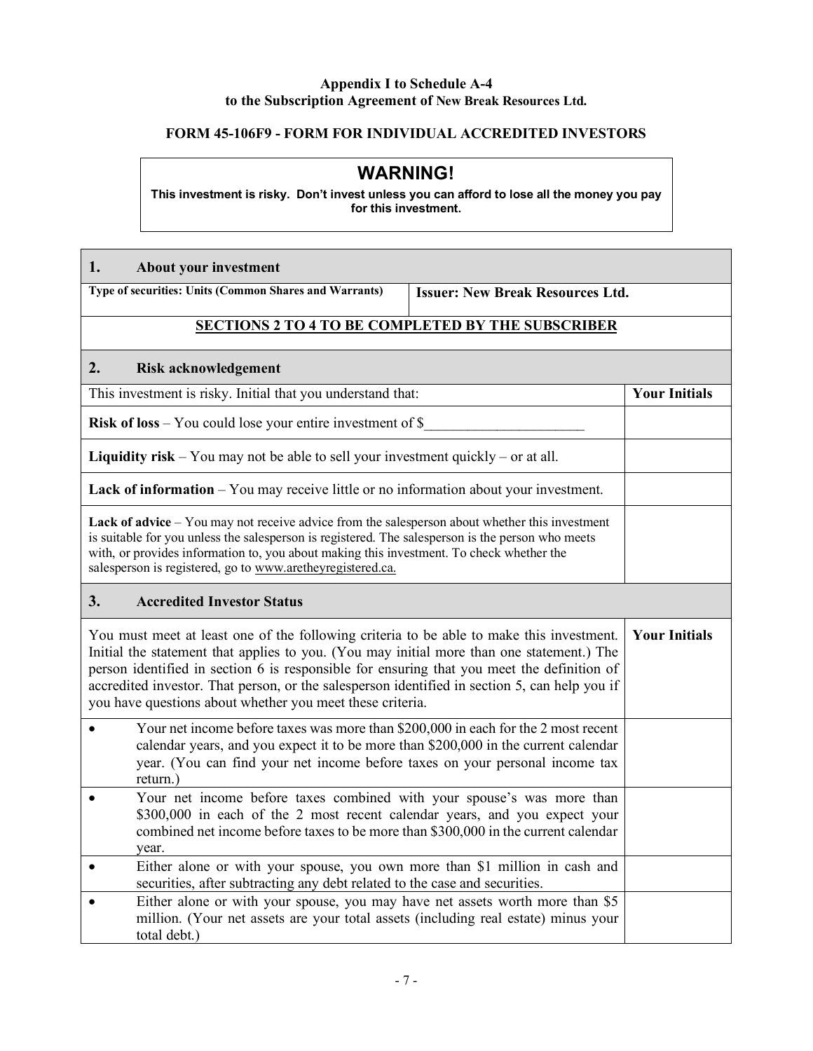**Appendix I to Schedule A-4**
**to the Subscription Agreement of New Break Resources Ltd.**

**FORM 45-106F9 - FORM FOR INDIVIDUAL ACCREDITED INVESTORS**

> **WARNING!**
> **This investment is risky. Don't invest unless you can afford to lose all the money you pay for this investment.**

| **1. About your investment** | |
|---|---|
| **Type of securities: Units (Common Shares and Warrants)** | **Issuer: New Break Resources Ltd.** |
| **SECTIONS 2 TO 4 TO BE COMPLETED BY THE SUBSCRIBER** | |

| **2. Risk acknowledgement** | |
|---|---|
| This investment is risky. Initial that you understand that: | **Your Initials** |
| **Risk of loss** – You could lose your entire investment of $______________________ | |
| **Liquidity risk** – You may not be able to sell your investment quickly – or at all. | |
| **Lack of information** – You may receive little or no information about your investment. | |
| **Lack of advice** – You may not receive advice from the salesperson about whether this investment is suitable for you unless the salesperson is registered. The salesperson is the person who meets with, or provides information to, you about making this investment. To check whether the salesperson is registered, go to www.aretheyregistered.ca. | |

| **3. Accredited Investor Status** | |
|---|---|
| You must meet at least one of the following criteria to be able to make this investment. Initial the statement that applies to you. (You may initial more than one statement.) The person identified in section 6 is responsible for ensuring that you meet the definition of accredited investor. That person, or the salesperson identified in section 5, can help you if you have questions about whether you meet these criteria. | **Your Initials** |
| • Your net income before taxes was more than $200,000 in each for the 2 most recent calendar years, and you expect it to be more than $200,000 in the current calendar year. (You can find your net income before taxes on your personal income tax return.) | |
| • Your net income before taxes combined with your spouse's was more than $300,000 in each of the 2 most recent calendar years, and you expect your combined net income before taxes to be more than $300,000 in the current calendar year. | |
| • Either alone or with your spouse, you own more than $1 million in cash and securities, after subtracting any debt related to the case and securities. | |
| • Either alone or with your spouse, you may have net assets worth more than $5 million. (Your net assets are your total assets (including real estate) minus your total debt.) | |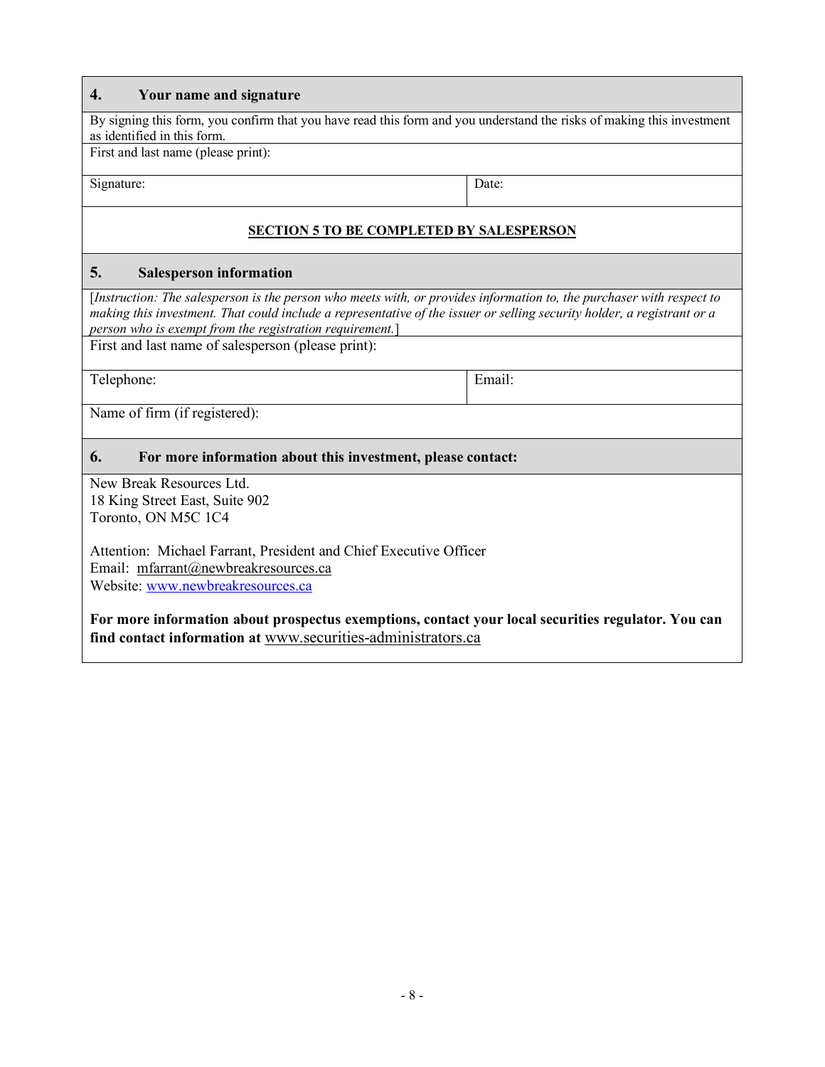## 4. Your name and signature

By signing this form, you confirm that you have read this form and you understand the risks of making this investment as identified in this form.

| First and last name (please print): | |
|---|---|
| Signature: | Date: |

**SECTION 5 TO BE COMPLETED BY SALESPERSON**

## 5. Salesperson information

[*Instruction: The salesperson is the person who meets with, or provides information to, the purchaser with respect to making this investment. That could include a representative of the issuer or selling security holder, a registrant or a person who is exempt from the registration requirement.*]

| First and last name of salesperson (please print): | |
|---|---|
| Telephone: | Email: |
| Name of firm (if registered): | |

## 6. For more information about this investment, please contact:

New Break Resources Ltd.
18 King Street East, Suite 902
Toronto, ON M5C 1C4

Attention: Michael Farrant, President and Chief Executive Officer
Email: mfarrant@newbreakresources.ca
Website: www.newbreakresources.ca

**For more information about prospectus exemptions, contact your local securities regulator. You can find contact information at** www.securities-administrators.ca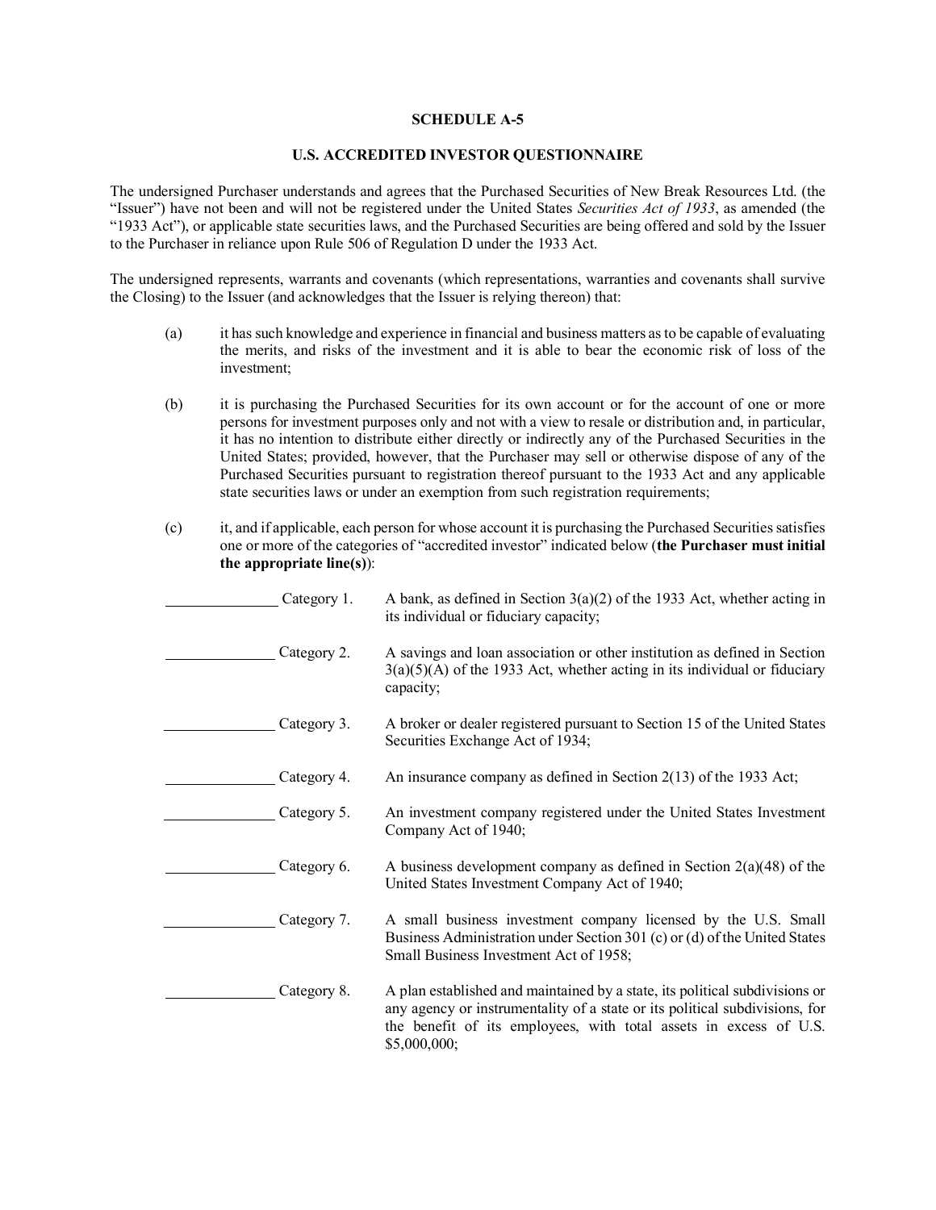**SCHEDULE A-5**

**U.S. ACCREDITED INVESTOR QUESTIONNAIRE**

The undersigned Purchaser understands and agrees that the Purchased Securities of New Break Resources Ltd. (the "Issuer") have not been and will not be registered under the United States *Securities Act of 1933*, as amended (the "1933 Act"), or applicable state securities laws, and the Purchased Securities are being offered and sold by the Issuer to the Purchaser in reliance upon Rule 506 of Regulation D under the 1933 Act.

The undersigned represents, warrants and covenants (which representations, warranties and covenants shall survive the Closing) to the Issuer (and acknowledges that the Issuer is relying thereon) that:

(a) it has such knowledge and experience in financial and business matters as to be capable of evaluating the merits, and risks of the investment and it is able to bear the economic risk of loss of the investment;

(b) it is purchasing the Purchased Securities for its own account or for the account of one or more persons for investment purposes only and not with a view to resale or distribution and, in particular, it has no intention to distribute either directly or indirectly any of the Purchased Securities in the United States; provided, however, that the Purchaser may sell or otherwise dispose of any of the Purchased Securities pursuant to registration thereof pursuant to the 1933 Act and any applicable state securities laws or under an exemption from such registration requirements;

(c) it, and if applicable, each person for whose account it is purchasing the Purchased Securities satisfies one or more of the categories of "accredited investor" indicated below (**the Purchaser must initial the appropriate line(s)**):

_______________ Category 1. A bank, as defined in Section 3(a)(2) of the 1933 Act, whether acting in its individual or fiduciary capacity;

_______________ Category 2. A savings and loan association or other institution as defined in Section 3(a)(5)(A) of the 1933 Act, whether acting in its individual or fiduciary capacity;

_______________ Category 3. A broker or dealer registered pursuant to Section 15 of the United States Securities Exchange Act of 1934;

_______________ Category 4. An insurance company as defined in Section 2(13) of the 1933 Act;

_______________ Category 5. An investment company registered under the United States Investment Company Act of 1940;

_______________ Category 6. A business development company as defined in Section 2(a)(48) of the United States Investment Company Act of 1940;

_______________ Category 7. A small business investment company licensed by the U.S. Small Business Administration under Section 301 (c) or (d) of the United States Small Business Investment Act of 1958;

_______________ Category 8. A plan established and maintained by a state, its political subdivisions or any agency or instrumentality of a state or its political subdivisions, for the benefit of its employees, with total assets in excess of U.S. $5,000,000;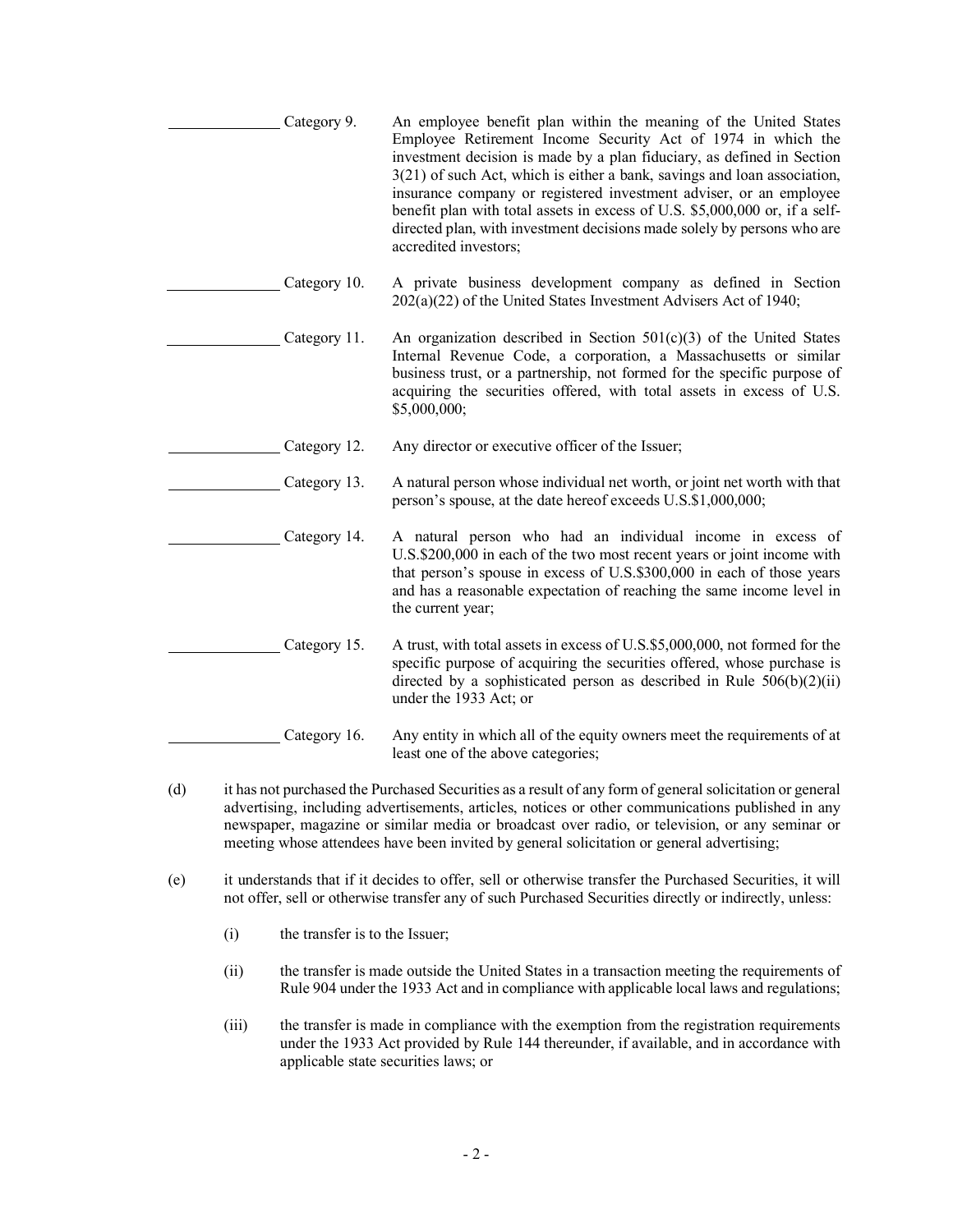_______________ Category 9. An employee benefit plan within the meaning of the United States Employee Retirement Income Security Act of 1974 in which the investment decision is made by a plan fiduciary, as defined in Section 3(21) of such Act, which is either a bank, savings and loan association, insurance company or registered investment adviser, or an employee benefit plan with total assets in excess of U.S. $5,000,000 or, if a self-directed plan, with investment decisions made solely by persons who are accredited investors;

_______________ Category 10. A private business development company as defined in Section 202(a)(22) of the United States Investment Advisers Act of 1940;

_______________ Category 11. An organization described in Section 501(c)(3) of the United States Internal Revenue Code, a corporation, a Massachusetts or similar business trust, or a partnership, not formed for the specific purpose of acquiring the securities offered, with total assets in excess of U.S. $5,000,000;

_______________ Category 12. Any director or executive officer of the Issuer;

_______________ Category 13. A natural person whose individual net worth, or joint net worth with that person's spouse, at the date hereof exceeds U.S.$1,000,000;

_______________ Category 14. A natural person who had an individual income in excess of U.S.$200,000 in each of the two most recent years or joint income with that person's spouse in excess of U.S.$300,000 in each of those years and has a reasonable expectation of reaching the same income level in the current year;

_______________ Category 15. A trust, with total assets in excess of U.S.$5,000,000, not formed for the specific purpose of acquiring the securities offered, whose purchase is directed by a sophisticated person as described in Rule 506(b)(2)(ii) under the 1933 Act; or

_______________ Category 16. Any entity in which all of the equity owners meet the requirements of at least one of the above categories;

(d) it has not purchased the Purchased Securities as a result of any form of general solicitation or general advertising, including advertisements, articles, notices or other communications published in any newspaper, magazine or similar media or broadcast over radio, or television, or any seminar or meeting whose attendees have been invited by general solicitation or general advertising;

(e) it understands that if it decides to offer, sell or otherwise transfer the Purchased Securities, it will not offer, sell or otherwise transfer any of such Purchased Securities directly or indirectly, unless:

(i) the transfer is to the Issuer;

(ii) the transfer is made outside the United States in a transaction meeting the requirements of Rule 904 under the 1933 Act and in compliance with applicable local laws and regulations;

(iii) the transfer is made in compliance with the exemption from the registration requirements under the 1933 Act provided by Rule 144 thereunder, if available, and in accordance with applicable state securities laws; or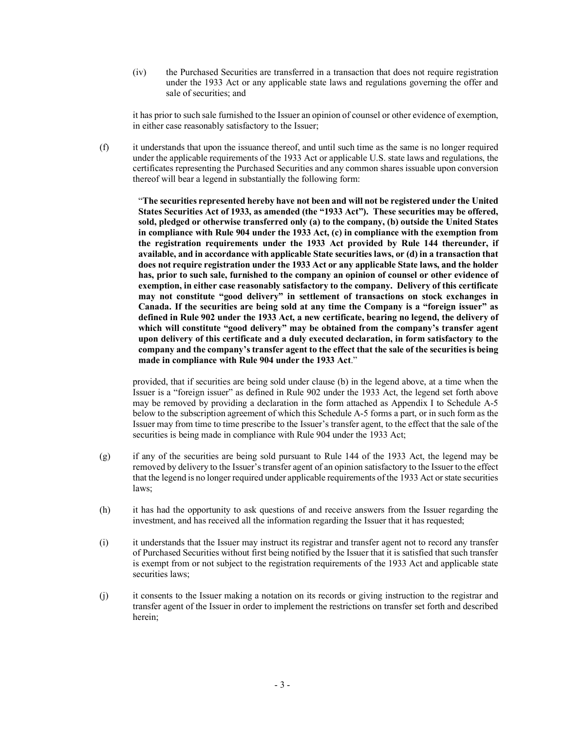(iv) the Purchased Securities are transferred in a transaction that does not require registration under the 1933 Act or any applicable state laws and regulations governing the offer and sale of securities; and

it has prior to such sale furnished to the Issuer an opinion of counsel or other evidence of exemption, in either case reasonably satisfactory to the Issuer;

(f) it understands that upon the issuance thereof, and until such time as the same is no longer required under the applicable requirements of the 1933 Act or applicable U.S. state laws and regulations, the certificates representing the Purchased Securities and any common shares issuable upon conversion thereof will bear a legend in substantially the following form:

> "**The securities represented hereby have not been and will not be registered under the United States Securities Act of 1933, as amended (the "1933 Act"). These securities may be offered, sold, pledged or otherwise transferred only (a) to the company, (b) outside the United States in compliance with Rule 904 under the 1933 Act, (c) in compliance with the exemption from the registration requirements under the 1933 Act provided by Rule 144 thereunder, if available, and in accordance with applicable State securities laws, or (d) in a transaction that does not require registration under the 1933 Act or any applicable State laws, and the holder has, prior to such sale, furnished to the company an opinion of counsel or other evidence of exemption, in either case reasonably satisfactory to the company. Delivery of this certificate may not constitute "good delivery" in settlement of transactions on stock exchanges in Canada. If the securities are being sold at any time the Company is a "foreign issuer" as defined in Rule 902 under the 1933 Act, a new certificate, bearing no legend, the delivery of which will constitute "good delivery" may be obtained from the company's transfer agent upon delivery of this certificate and a duly executed declaration, in form satisfactory to the company and the company's transfer agent to the effect that the sale of the securities is being made in compliance with Rule 904 under the 1933 Act**."

provided, that if securities are being sold under clause (b) in the legend above, at a time when the Issuer is a "foreign issuer" as defined in Rule 902 under the 1933 Act, the legend set forth above may be removed by providing a declaration in the form attached as Appendix I to Schedule A-5 below to the subscription agreement of which this Schedule A-5 forms a part, or in such form as the Issuer may from time to time prescribe to the Issuer's transfer agent, to the effect that the sale of the securities is being made in compliance with Rule 904 under the 1933 Act;

(g) if any of the securities are being sold pursuant to Rule 144 of the 1933 Act, the legend may be removed by delivery to the Issuer's transfer agent of an opinion satisfactory to the Issuer to the effect that the legend is no longer required under applicable requirements of the 1933 Act or state securities laws;

(h) it has had the opportunity to ask questions of and receive answers from the Issuer regarding the investment, and has received all the information regarding the Issuer that it has requested;

(i) it understands that the Issuer may instruct its registrar and transfer agent not to record any transfer of Purchased Securities without first being notified by the Issuer that it is satisfied that such transfer is exempt from or not subject to the registration requirements of the 1933 Act and applicable state securities laws;

(j) it consents to the Issuer making a notation on its records or giving instruction to the registrar and transfer agent of the Issuer in order to implement the restrictions on transfer set forth and described herein;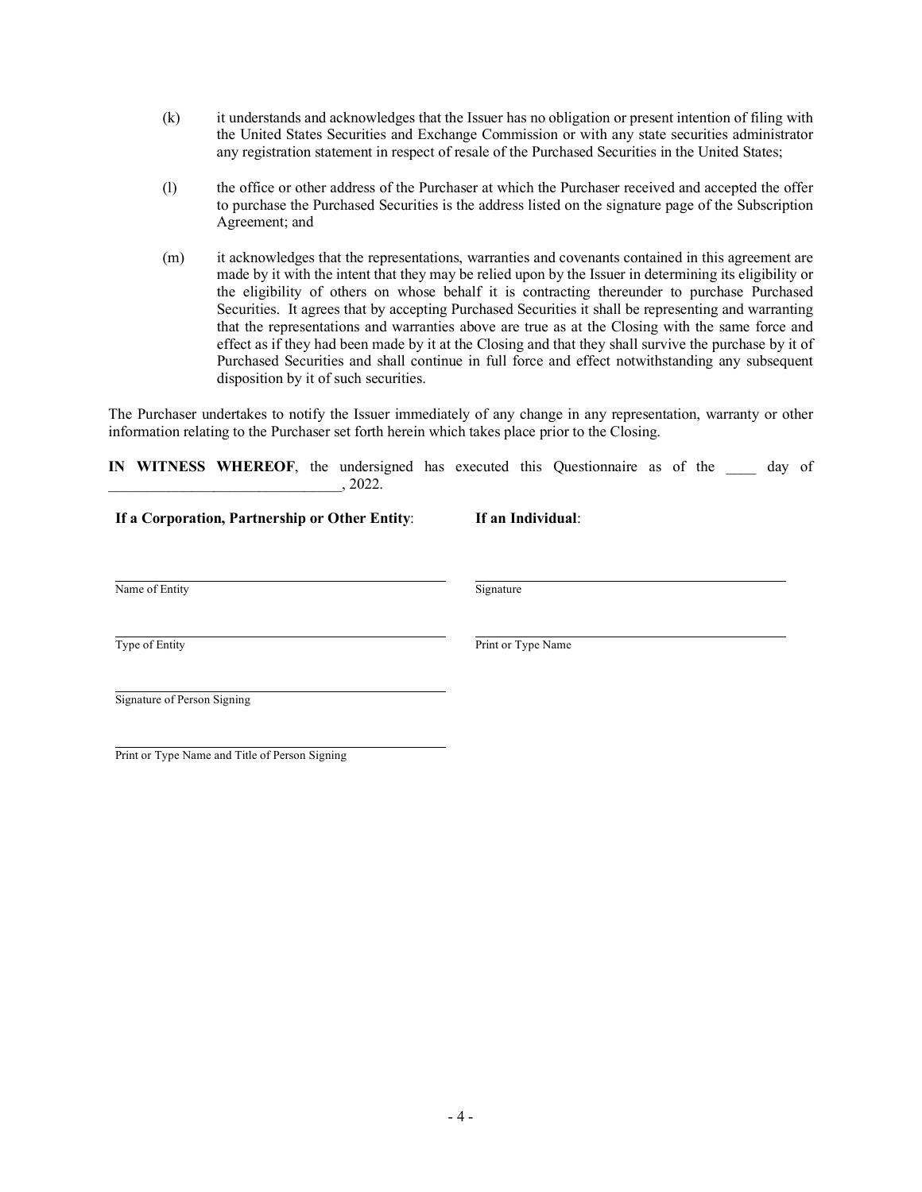(k) it understands and acknowledges that the Issuer has no obligation or present intention of filing with the United States Securities and Exchange Commission or with any state securities administrator any registration statement in respect of resale of the Purchased Securities in the United States;

(l) the office or other address of the Purchaser at which the Purchaser received and accepted the offer to purchase the Purchased Securities is the address listed on the signature page of the Subscription Agreement; and

(m) it acknowledges that the representations, warranties and covenants contained in this agreement are made by it with the intent that they may be relied upon by the Issuer in determining its eligibility or the eligibility of others on whose behalf it is contracting thereunder to purchase Purchased Securities. It agrees that by accepting Purchased Securities it shall be representing and warranting that the representations and warranties above are true as at the Closing with the same force and effect as if they had been made by it at the Closing and that they shall survive the purchase by it of Purchased Securities and shall continue in full force and effect notwithstanding any subsequent disposition by it of such securities.

The Purchaser undertakes to notify the Issuer immediately of any change in any representation, warranty or other information relating to the Purchaser set forth herein which takes place prior to the Closing.

**IN WITNESS WHEREOF**, the undersigned has executed this Questionnaire as of the ____ day of ______________________________, 2022.

**If a Corporation, Partnership or Other Entity**:

______________________________
Name of Entity

______________________________
Type of Entity

______________________________
Signature of Person Signing

______________________________
Print or Type Name and Title of Person Signing

**If an Individual**:

______________________________
Signature

______________________________
Print or Type Name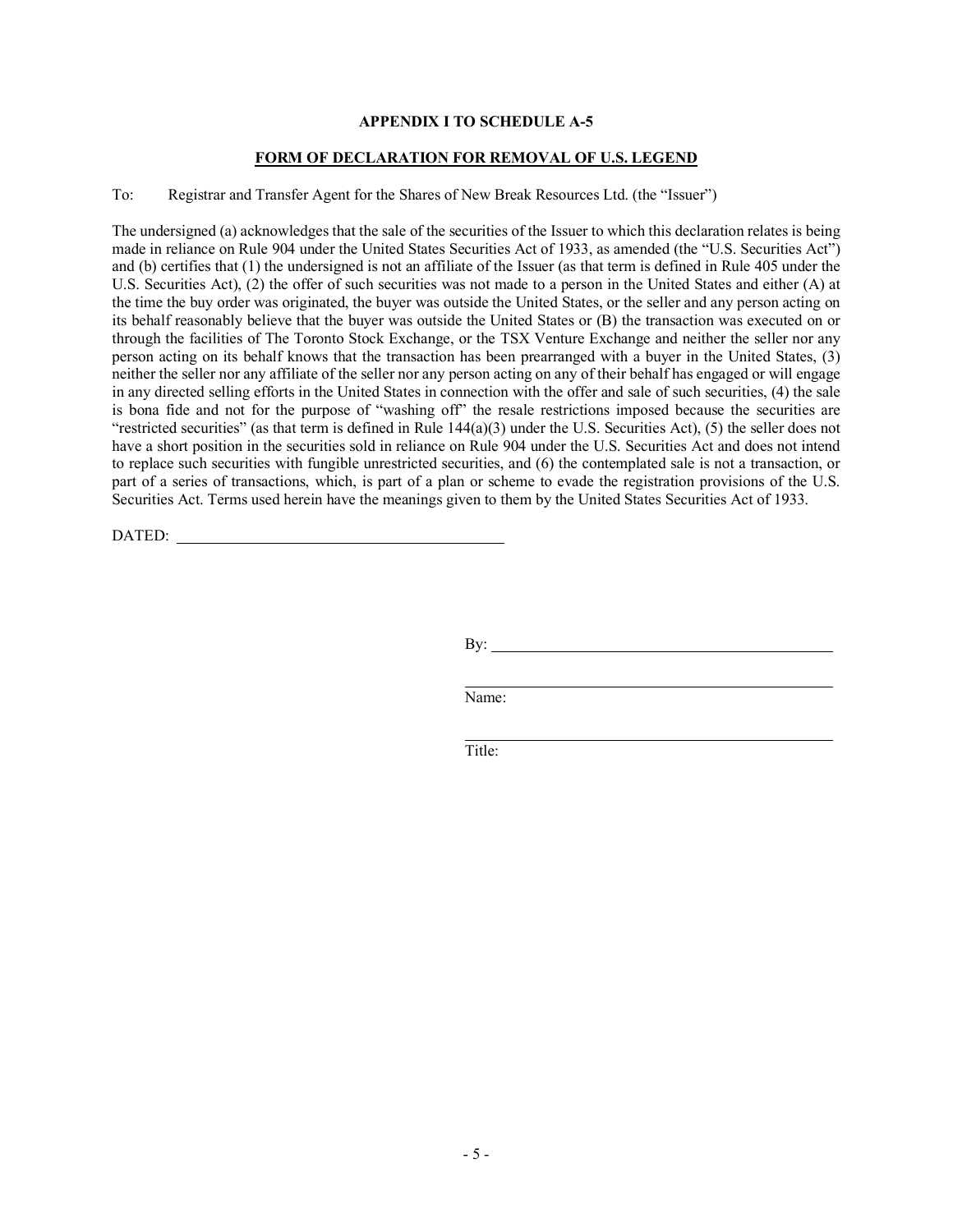**APPENDIX I TO SCHEDULE A-5**

**FORM OF DECLARATION FOR REMOVAL OF U.S. LEGEND**

To: Registrar and Transfer Agent for the Shares of New Break Resources Ltd. (the "Issuer")

The undersigned (a) acknowledges that the sale of the securities of the Issuer to which this declaration relates is being made in reliance on Rule 904 under the United States Securities Act of 1933, as amended (the "U.S. Securities Act") and (b) certifies that (1) the undersigned is not an affiliate of the Issuer (as that term is defined in Rule 405 under the U.S. Securities Act), (2) the offer of such securities was not made to a person in the United States and either (A) at the time the buy order was originated, the buyer was outside the United States, or the seller and any person acting on its behalf reasonably believe that the buyer was outside the United States or (B) the transaction was executed on or through the facilities of The Toronto Stock Exchange, or the TSX Venture Exchange and neither the seller nor any person acting on its behalf knows that the transaction has been prearranged with a buyer in the United States, (3) neither the seller nor any affiliate of the seller nor any person acting on any of their behalf has engaged or will engage in any directed selling efforts in the United States in connection with the offer and sale of such securities, (4) the sale is bona fide and not for the purpose of "washing off" the resale restrictions imposed because the securities are "restricted securities" (as that term is defined in Rule 144(a)(3) under the U.S. Securities Act), (5) the seller does not have a short position in the securities sold in reliance on Rule 904 under the U.S. Securities Act and does not intend to replace such securities with fungible unrestricted securities, and (6) the contemplated sale is not a transaction, or part of a series of transactions, which, is part of a plan or scheme to evade the registration provisions of the U.S. Securities Act. Terms used herein have the meanings given to them by the United States Securities Act of 1933.

DATED: \_\_\_\_\_\_\_\_\_\_\_\_\_\_\_\_\_\_\_\_\_\_\_\_\_\_\_\_\_\_\_\_\_\_

By: \_\_\_\_\_\_\_\_\_\_\_\_\_\_\_\_\_\_\_\_\_\_\_\_\_\_\_\_\_\_\_\_\_\_

\_\_\_\_\_\_\_\_\_\_\_\_\_\_\_\_\_\_\_\_\_\_\_\_\_\_\_\_\_\_\_\_\_\_
Name:

\_\_\_\_\_\_\_\_\_\_\_\_\_\_\_\_\_\_\_\_\_\_\_\_\_\_\_\_\_\_\_\_\_\_
Title: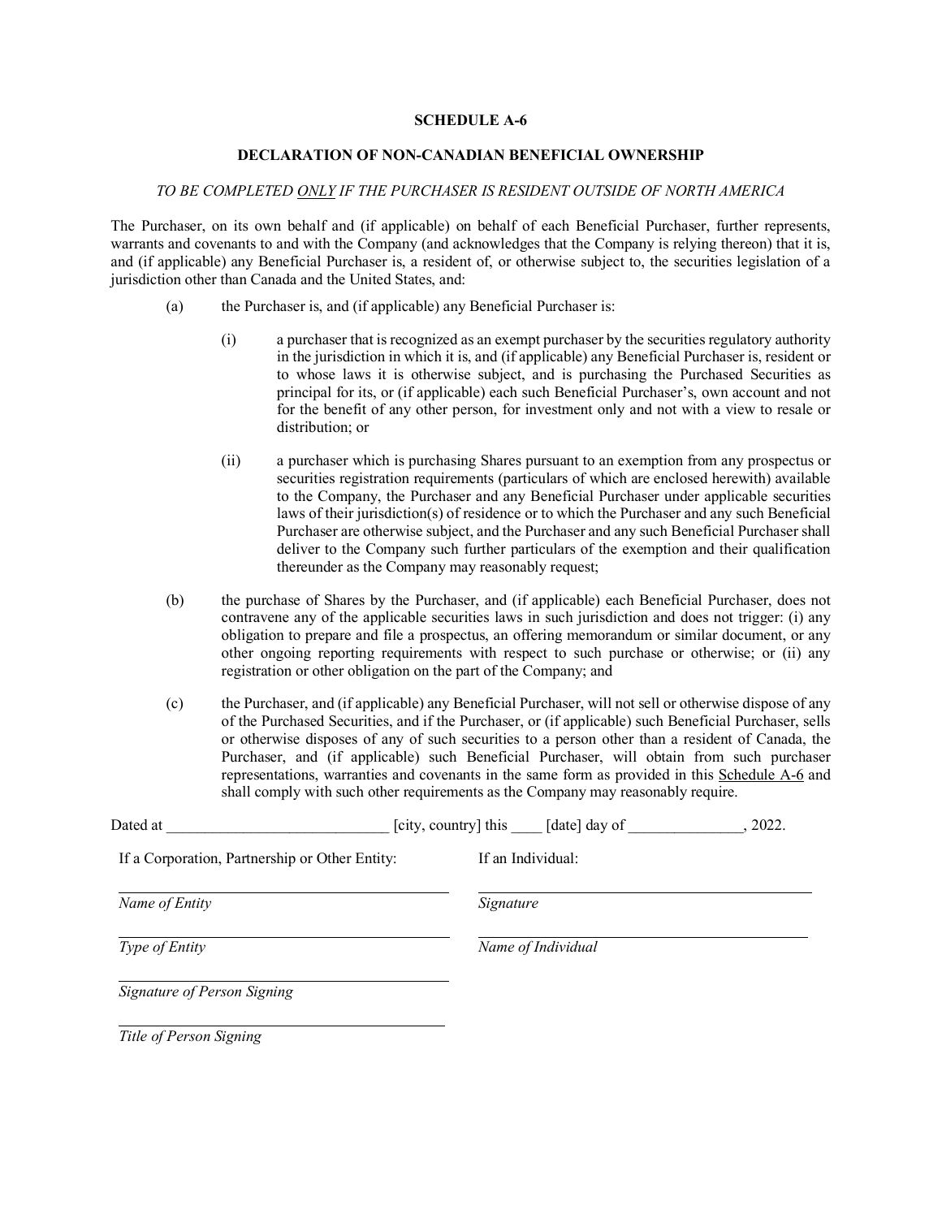**SCHEDULE A-6**

**DECLARATION OF NON-CANADIAN BENEFICIAL OWNERSHIP**

*TO BE COMPLETED ONLY IF THE PURCHASER IS RESIDENT OUTSIDE OF NORTH AMERICA*

The Purchaser, on its own behalf and (if applicable) on behalf of each Beneficial Purchaser, further represents, warrants and covenants to and with the Company (and acknowledges that the Company is relying thereon) that it is, and (if applicable) any Beneficial Purchaser is, a resident of, or otherwise subject to, the securities legislation of a jurisdiction other than Canada and the United States, and:

(a) the Purchaser is, and (if applicable) any Beneficial Purchaser is:

   (i) a purchaser that is recognized as an exempt purchaser by the securities regulatory authority in the jurisdiction in which it is, and (if applicable) any Beneficial Purchaser is, resident or to whose laws it is otherwise subject, and is purchasing the Purchased Securities as principal for its, or (if applicable) each such Beneficial Purchaser's, own account and not for the benefit of any other person, for investment only and not with a view to resale or distribution; or

   (ii) a purchaser which is purchasing Shares pursuant to an exemption from any prospectus or securities registration requirements (particulars of which are enclosed herewith) available to the Company, the Purchaser and any Beneficial Purchaser under applicable securities laws of their jurisdiction(s) of residence or to which the Purchaser and any such Beneficial Purchaser are otherwise subject, and the Purchaser and any such Beneficial Purchaser shall deliver to the Company such further particulars of the exemption and their qualification thereunder as the Company may reasonably request;

(b) the purchase of Shares by the Purchaser, and (if applicable) each Beneficial Purchaser, does not contravene any of the applicable securities laws in such jurisdiction and does not trigger: (i) any obligation to prepare and file a prospectus, an offering memorandum or similar document, or any other ongoing reporting requirements with respect to such purchase or otherwise; or (ii) any registration or other obligation on the part of the Company; and

(c) the Purchaser, and (if applicable) any Beneficial Purchaser, will not sell or otherwise dispose of any of the Purchased Securities, and if the Purchaser, or (if applicable) such Beneficial Purchaser, sells or otherwise disposes of any of such securities to a person other than a resident of Canada, the Purchaser, and (if applicable) such Beneficial Purchaser, will obtain from such purchaser representations, warranties and covenants in the same form as provided in this Schedule A-6 and shall comply with such other requirements as the Company may reasonably require.

Dated at ____________________________ [city, country] this ____ [date] day of _______________, 2022.

If a Corporation, Partnership or Other Entity:

_______________________________________
*Name of Entity*

_______________________________________
*Type of Entity*

_______________________________________
*Signature of Person Signing*

_______________________________________
*Title of Person Signing*

If an Individual:

_______________________________________
*Signature*

_______________________________________
*Name of Individual*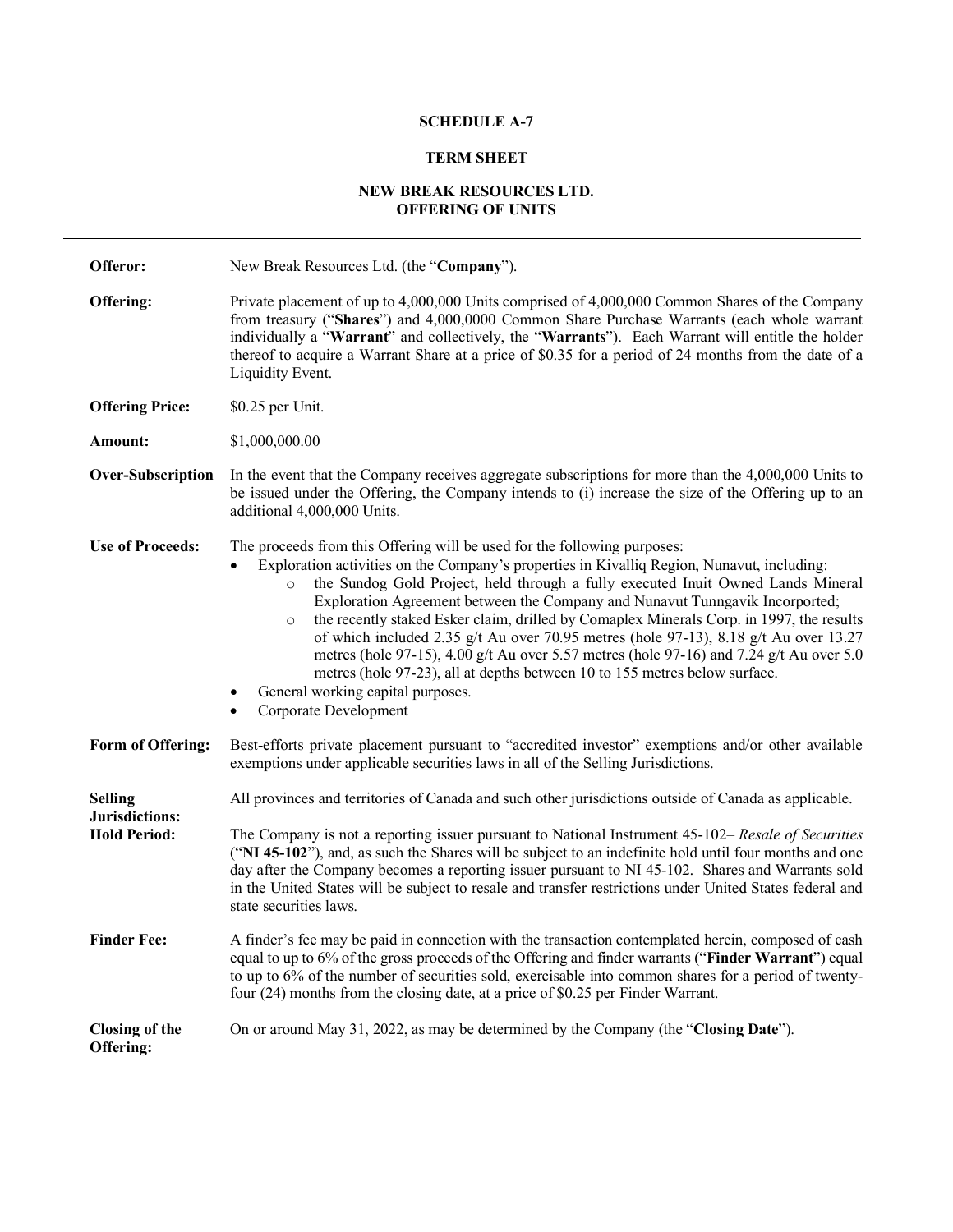**SCHEDULE A-7**

**TERM SHEET**

**NEW BREAK RESOURCES LTD.**
**OFFERING OF UNITS**

---

| | |
|---|---|
| **Offeror:** | New Break Resources Ltd. (the "**Company**"). |
| **Offering:** | Private placement of up to 4,000,000 Units comprised of 4,000,000 Common Shares of the Company from treasury ("**Shares**") and 4,000,0000 Common Share Purchase Warrants (each whole warrant individually a "**Warrant**" and collectively, the "**Warrants**"). Each Warrant will entitle the holder thereof to acquire a Warrant Share at a price of $0.35 for a period of 24 months from the date of a Liquidity Event. |
| **Offering Price:** | $0.25 per Unit. |
| **Amount:** | $1,000,000.00 |
| **Over-Subscription** | In the event that the Company receives aggregate subscriptions for more than the 4,000,000 Units to be issued under the Offering, the Company intends to (i) increase the size of the Offering up to an additional 4,000,000 Units. |
| **Use of Proceeds:** | The proceeds from this Offering will be used for the following purposes:<br>• Exploration activities on the Company's properties in Kivalliq Region, Nunavut, including:<br>&nbsp;&nbsp;&nbsp;&nbsp;o the Sundog Gold Project, held through a fully executed Inuit Owned Lands Mineral Exploration Agreement between the Company and Nunavut Tunngavik Incorported;<br>&nbsp;&nbsp;&nbsp;&nbsp;o the recently staked Esker claim, drilled by Comaplex Minerals Corp. in 1997, the results of which included 2.35 g/t Au over 70.95 metres (hole 97-13), 8.18 g/t Au over 13.27 metres (hole 97-15), 4.00 g/t Au over 5.57 metres (hole 97-16) and 7.24 g/t Au over 5.0 metres (hole 97-23), all at depths between 10 to 155 metres below surface.<br>• General working capital purposes.<br>• Corporate Development |
| **Form of Offering:** | Best-efforts private placement pursuant to "accredited investor" exemptions and/or other available exemptions under applicable securities laws in all of the Selling Jurisdictions. |
| **Selling Jurisdictions:** | All provinces and territories of Canada and such other jurisdictions outside of Canada as applicable. |
| **Hold Period:** | The Company is not a reporting issuer pursuant to National Instrument 45-102– *Resale of Securities* ("**NI 45-102**"), and, as such the Shares will be subject to an indefinite hold until four months and one day after the Company becomes a reporting issuer pursuant to NI 45-102. Shares and Warrants sold in the United States will be subject to resale and transfer restrictions under United States federal and state securities laws. |
| **Finder Fee:** | A finder's fee may be paid in connection with the transaction contemplated herein, composed of cash equal to up to 6% of the gross proceeds of the Offering and finder warrants ("**Finder Warrant**") equal to up to 6% of the number of securities sold, exercisable into common shares for a period of twenty-four (24) months from the closing date, at a price of $0.25 per Finder Warrant. |
| **Closing of the Offering:** | On or around May 31, 2022, as may be determined by the Company (the "**Closing Date**"). |